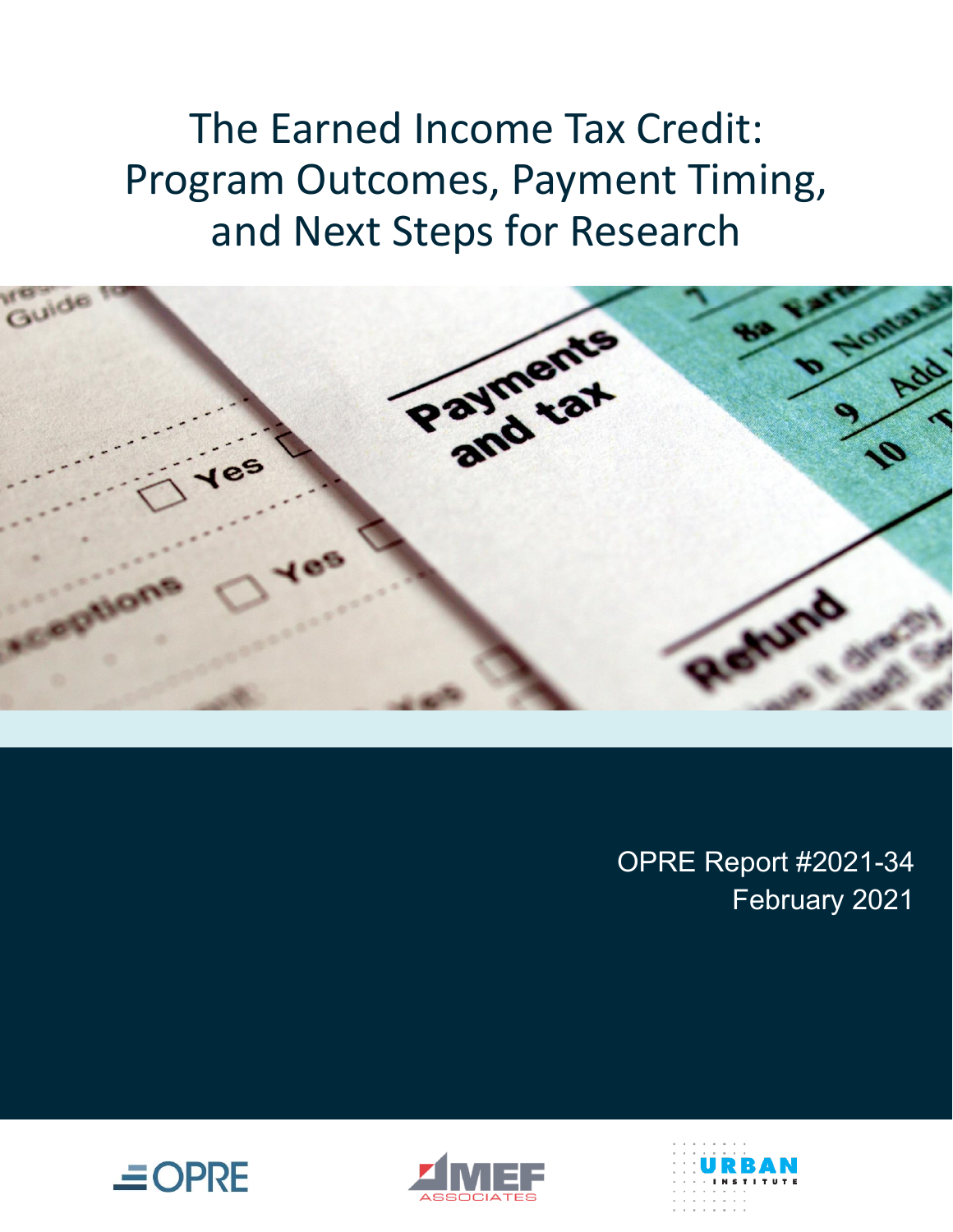# The Earned Income Tax Credit: Program Outcomes, Payment Timing, and Next Steps for Research

OPRE Report #2021-34
February 2021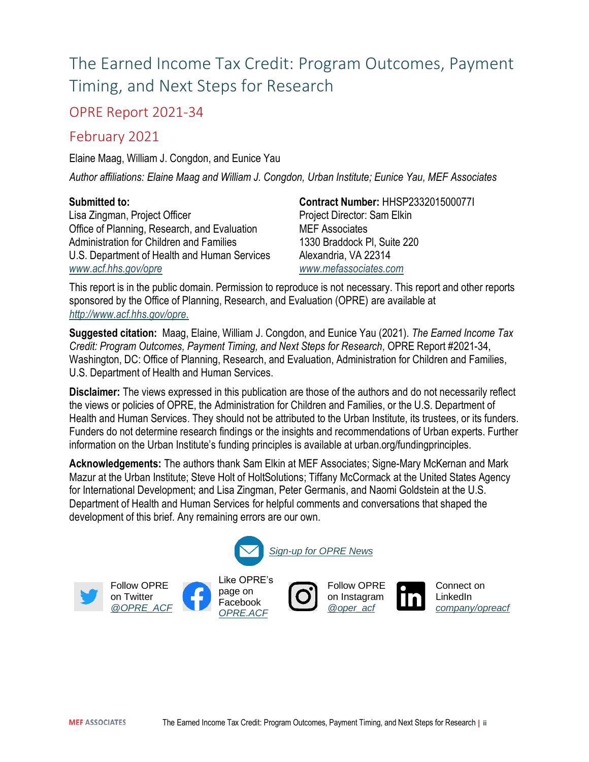# The Earned Income Tax Credit: Program Outcomes, Payment Timing, and Next Steps for Research

## OPRE Report 2021-34

## February 2021

Elaine Maag, William J. Congdon, and Eunice Yau

*Author affiliations: Elaine Maag and William J. Congdon, Urban Institute; Eunice Yau, MEF Associates*

**Submitted to:**
Lisa Zingman, Project Officer
Office of Planning, Research, and Evaluation
Administration for Children and Families
U.S. Department of Health and Human Services
www.acf.hhs.gov/opre

**Contract Number:** HHSP233201500077I
Project Director: Sam Elkin
MEF Associates
1330 Braddock Pl, Suite 220
Alexandria, VA 22314
www.mefassociates.com

This report is in the public domain. Permission to reproduce is not necessary. This report and other reports sponsored by the Office of Planning, Research, and Evaluation (OPRE) are available at http://www.acf.hhs.gov/opre.

**Suggested citation:** Maag, Elaine, William J. Congdon, and Eunice Yau (2021). *The Earned Income Tax Credit: Program Outcomes, Payment Timing, and Next Steps for Research*, OPRE Report #2021-34, Washington, DC: Office of Planning, Research, and Evaluation, Administration for Children and Families, U.S. Department of Health and Human Services.

**Disclaimer:** The views expressed in this publication are those of the authors and do not necessarily reflect the views or policies of OPRE, the Administration for Children and Families, or the U.S. Department of Health and Human Services. They should not be attributed to the Urban Institute, its trustees, or its funders. Funders do not determine research findings or the insights and recommendations of Urban experts. Further information on the Urban Institute's funding principles is available at urban.org/fundingprinciples.

**Acknowledgements:** The authors thank Sam Elkin at MEF Associates; Signe-Mary McKernan and Mark Mazur at the Urban Institute; Steve Holt of HoltSolutions; Tiffany McCormack at the United States Agency for International Development; and Lisa Zingman, Peter Germanis, and Naomi Goldstein at the U.S. Department of Health and Human Services for helpful comments and conversations that shaped the development of this brief. Any remaining errors are our own.

Sign-up for OPRE News

Follow OPRE on Twitter @OPRE_ACF

Like OPRE's page on Facebook OPRE.ACF

Follow OPRE on Instagram @oper_acf

Connect on LinkedIn company/opreacf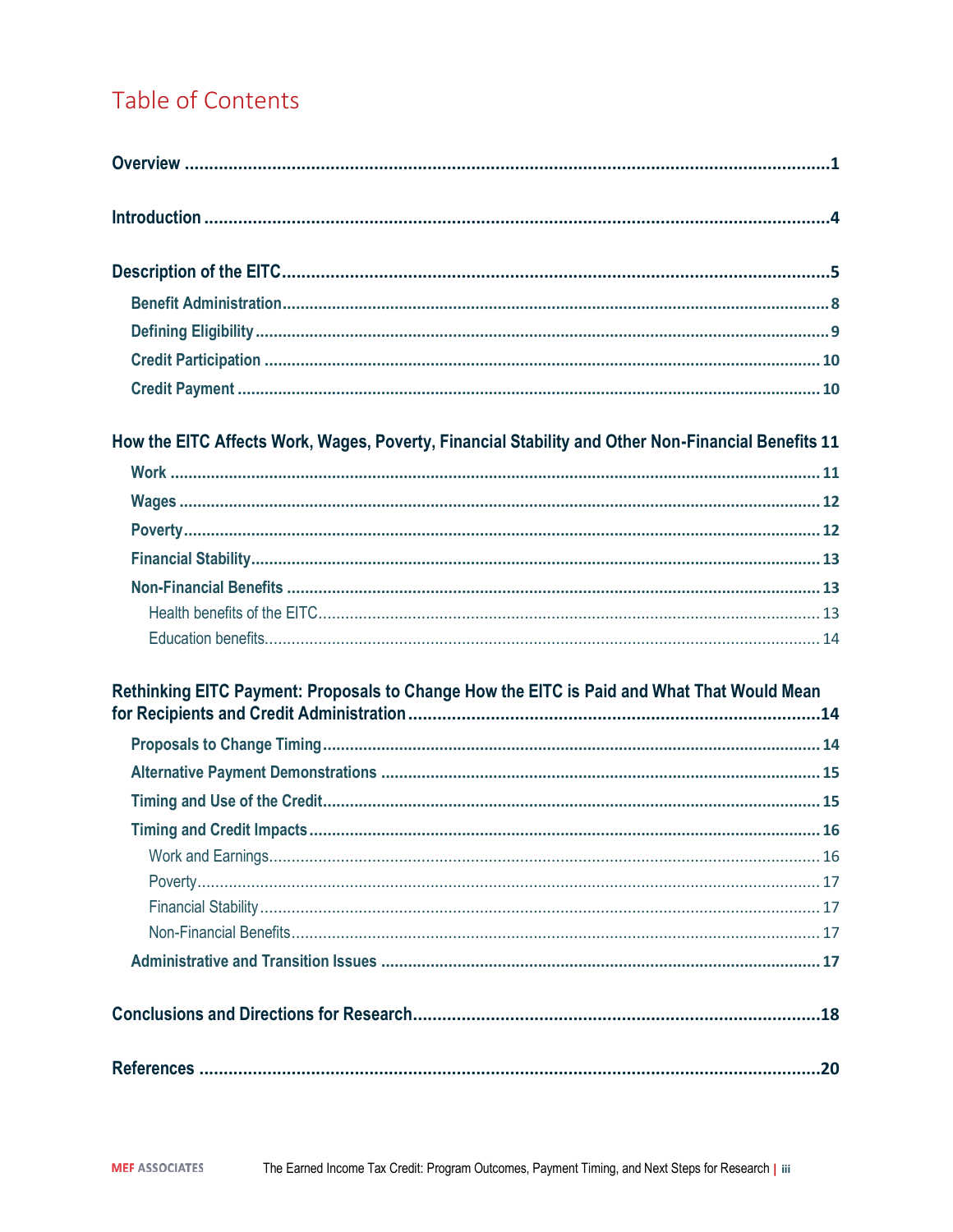# Table of Contents

**Overview** ..... 1

**Introduction** ..... 4

**Description of the EITC** ..... 5

- **Benefit Administration** ..... 8
- **Defining Eligibility** ..... 9
- **Credit Participation** ..... 10
- **Credit Payment** ..... 10

**How the EITC Affects Work, Wages, Poverty, Financial Stability and Other Non-Financial Benefits** 11

- **Work** ..... 11
- **Wages** ..... 12
- **Poverty** ..... 12
- **Financial Stability** ..... 13
- **Non-Financial Benefits** ..... 13
  - Health benefits of the EITC ..... 13
  - Education benefits ..... 14

**Rethinking EITC Payment: Proposals to Change How the EITC is Paid and What That Would Mean for Recipients and Credit Administration** ..... 14

- **Proposals to Change Timing** ..... 14
- **Alternative Payment Demonstrations** ..... 15
- **Timing and Use of the Credit** ..... 15
- **Timing and Credit Impacts** ..... 16
  - Work and Earnings ..... 16
  - Poverty ..... 17
  - Financial Stability ..... 17
  - Non-Financial Benefits ..... 17
- **Administrative and Transition Issues** ..... 17

**Conclusions and Directions for Research** ..... 18

**References** ..... 20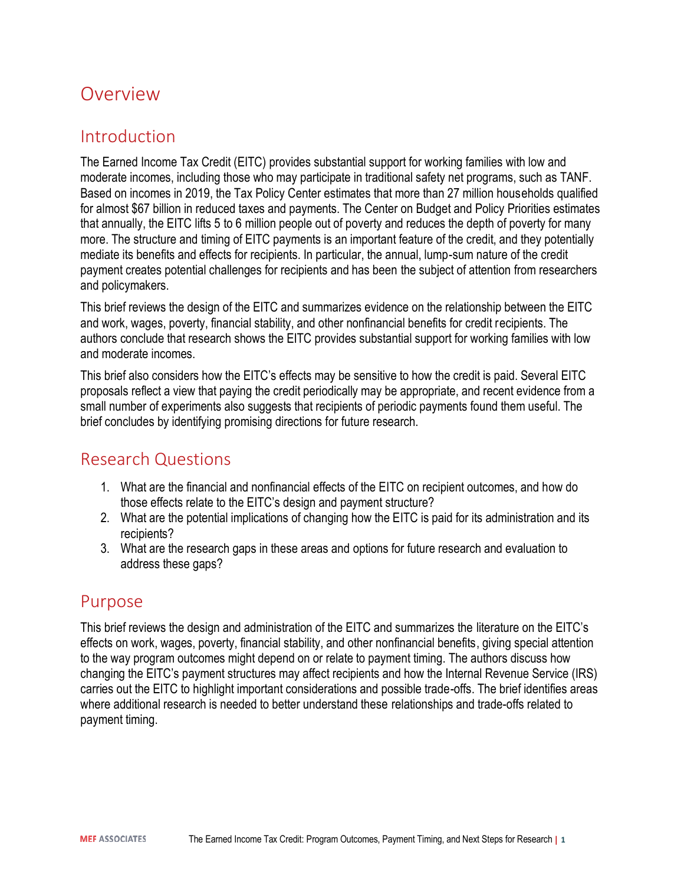# Overview

## Introduction

The Earned Income Tax Credit (EITC) provides substantial support for working families with low and moderate incomes, including those who may participate in traditional safety net programs, such as TANF. Based on incomes in 2019, the Tax Policy Center estimates that more than 27 million households qualified for almost $67 billion in reduced taxes and payments. The Center on Budget and Policy Priorities estimates that annually, the EITC lifts 5 to 6 million people out of poverty and reduces the depth of poverty for many more. The structure and timing of EITC payments is an important feature of the credit, and they potentially mediate its benefits and effects for recipients. In particular, the annual, lump-sum nature of the credit payment creates potential challenges for recipients and has been the subject of attention from researchers and policymakers.

This brief reviews the design of the EITC and summarizes evidence on the relationship between the EITC and work, wages, poverty, financial stability, and other nonfinancial benefits for credit recipients. The authors conclude that research shows the EITC provides substantial support for working families with low and moderate incomes.

This brief also considers how the EITC's effects may be sensitive to how the credit is paid. Several EITC proposals reflect a view that paying the credit periodically may be appropriate, and recent evidence from a small number of experiments also suggests that recipients of periodic payments found them useful. The brief concludes by identifying promising directions for future research.

## Research Questions

1. What are the financial and nonfinancial effects of the EITC on recipient outcomes, and how do those effects relate to the EITC's design and payment structure?
2. What are the potential implications of changing how the EITC is paid for its administration and its recipients?
3. What are the research gaps in these areas and options for future research and evaluation to address these gaps?

## Purpose

This brief reviews the design and administration of the EITC and summarizes the literature on the EITC's effects on work, wages, poverty, financial stability, and other nonfinancial benefits, giving special attention to the way program outcomes might depend on or relate to payment timing. The authors discuss how changing the EITC's payment structures may affect recipients and how the Internal Revenue Service (IRS) carries out the EITC to highlight important considerations and possible trade-offs. The brief identifies areas where additional research is needed to better understand these relationships and trade-offs related to payment timing.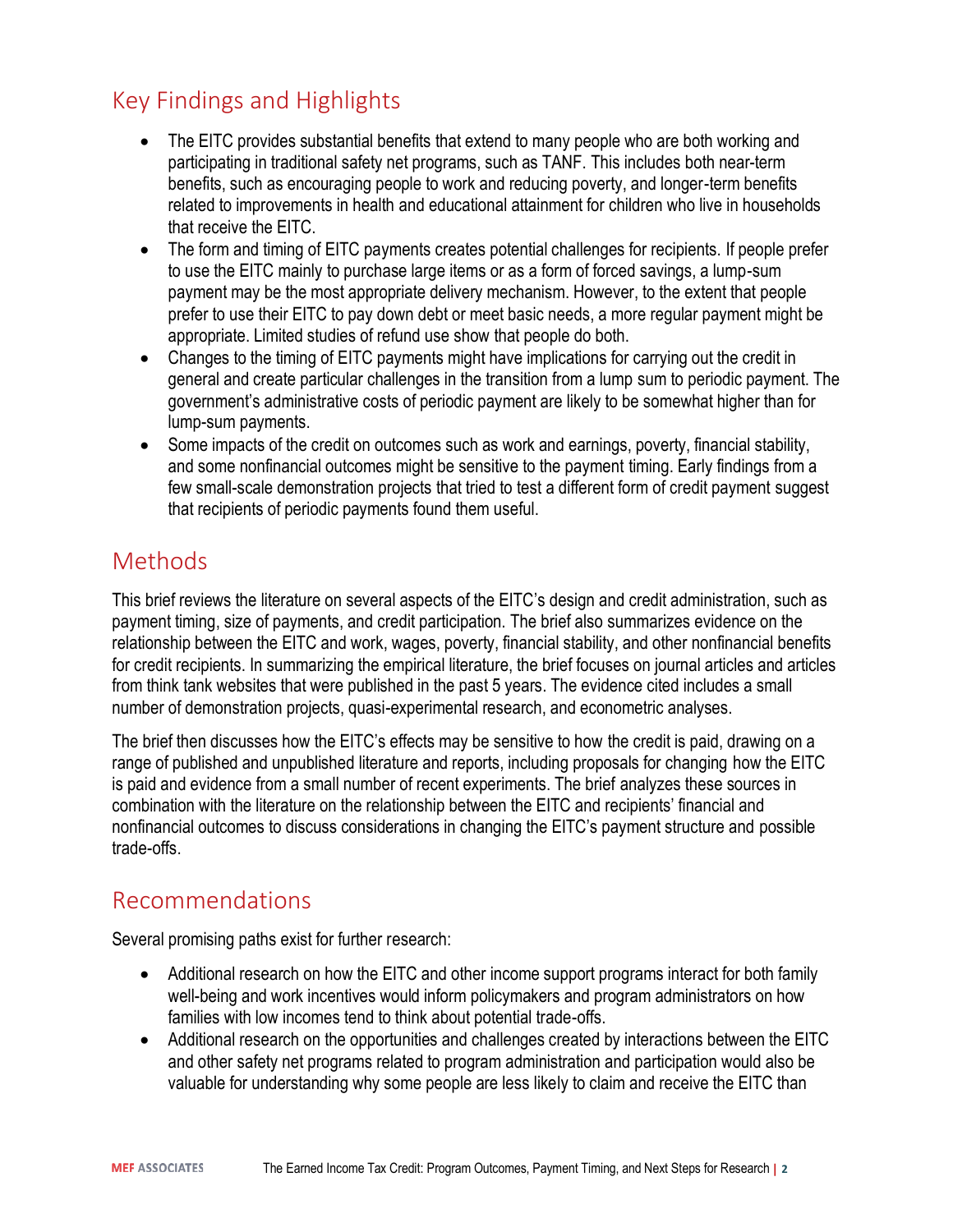## Key Findings and Highlights

- The EITC provides substantial benefits that extend to many people who are both working and participating in traditional safety net programs, such as TANF. This includes both near-term benefits, such as encouraging people to work and reducing poverty, and longer-term benefits related to improvements in health and educational attainment for children who live in households that receive the EITC.
- The form and timing of EITC payments creates potential challenges for recipients. If people prefer to use the EITC mainly to purchase large items or as a form of forced savings, a lump-sum payment may be the most appropriate delivery mechanism. However, to the extent that people prefer to use their EITC to pay down debt or meet basic needs, a more regular payment might be appropriate. Limited studies of refund use show that people do both.
- Changes to the timing of EITC payments might have implications for carrying out the credit in general and create particular challenges in the transition from a lump sum to periodic payment. The government's administrative costs of periodic payment are likely to be somewhat higher than for lump-sum payments.
- Some impacts of the credit on outcomes such as work and earnings, poverty, financial stability, and some nonfinancial outcomes might be sensitive to the payment timing. Early findings from a few small-scale demonstration projects that tried to test a different form of credit payment suggest that recipients of periodic payments found them useful.

## Methods

This brief reviews the literature on several aspects of the EITC's design and credit administration, such as payment timing, size of payments, and credit participation. The brief also summarizes evidence on the relationship between the EITC and work, wages, poverty, financial stability, and other nonfinancial benefits for credit recipients. In summarizing the empirical literature, the brief focuses on journal articles and articles from think tank websites that were published in the past 5 years. The evidence cited includes a small number of demonstration projects, quasi-experimental research, and econometric analyses.

The brief then discusses how the EITC's effects may be sensitive to how the credit is paid, drawing on a range of published and unpublished literature and reports, including proposals for changing how the EITC is paid and evidence from a small number of recent experiments. The brief analyzes these sources in combination with the literature on the relationship between the EITC and recipients' financial and nonfinancial outcomes to discuss considerations in changing the EITC's payment structure and possible trade-offs.

## Recommendations

Several promising paths exist for further research:

- Additional research on how the EITC and other income support programs interact for both family well-being and work incentives would inform policymakers and program administrators on how families with low incomes tend to think about potential trade-offs.
- Additional research on the opportunities and challenges created by interactions between the EITC and other safety net programs related to program administration and participation would also be valuable for understanding why some people are less likely to claim and receive the EITC than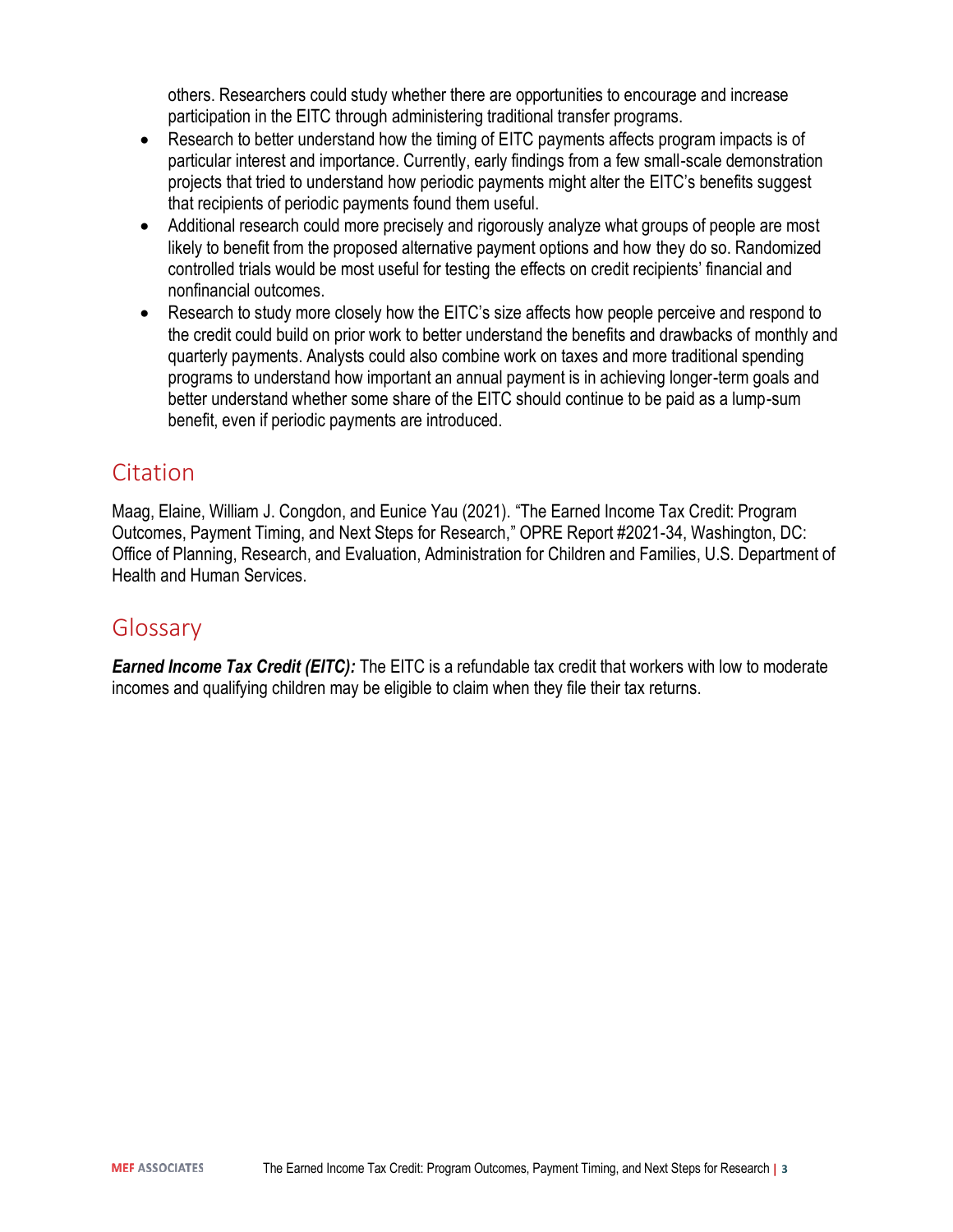others. Researchers could study whether there are opportunities to encourage and increase participation in the EITC through administering traditional transfer programs.

- Research to better understand how the timing of EITC payments affects program impacts is of particular interest and importance. Currently, early findings from a few small-scale demonstration projects that tried to understand how periodic payments might alter the EITC's benefits suggest that recipients of periodic payments found them useful.
- Additional research could more precisely and rigorously analyze what groups of people are most likely to benefit from the proposed alternative payment options and how they do so. Randomized controlled trials would be most useful for testing the effects on credit recipients' financial and nonfinancial outcomes.
- Research to study more closely how the EITC's size affects how people perceive and respond to the credit could build on prior work to better understand the benefits and drawbacks of monthly and quarterly payments. Analysts could also combine work on taxes and more traditional spending programs to understand how important an annual payment is in achieving longer-term goals and better understand whether some share of the EITC should continue to be paid as a lump-sum benefit, even if periodic payments are introduced.

## Citation

Maag, Elaine, William J. Congdon, and Eunice Yau (2021). "The Earned Income Tax Credit: Program Outcomes, Payment Timing, and Next Steps for Research," OPRE Report #2021-34, Washington, DC: Office of Planning, Research, and Evaluation, Administration for Children and Families, U.S. Department of Health and Human Services.

## Glossary

***Earned Income Tax Credit (EITC):*** The EITC is a refundable tax credit that workers with low to moderate incomes and qualifying children may be eligible to claim when they file their tax returns.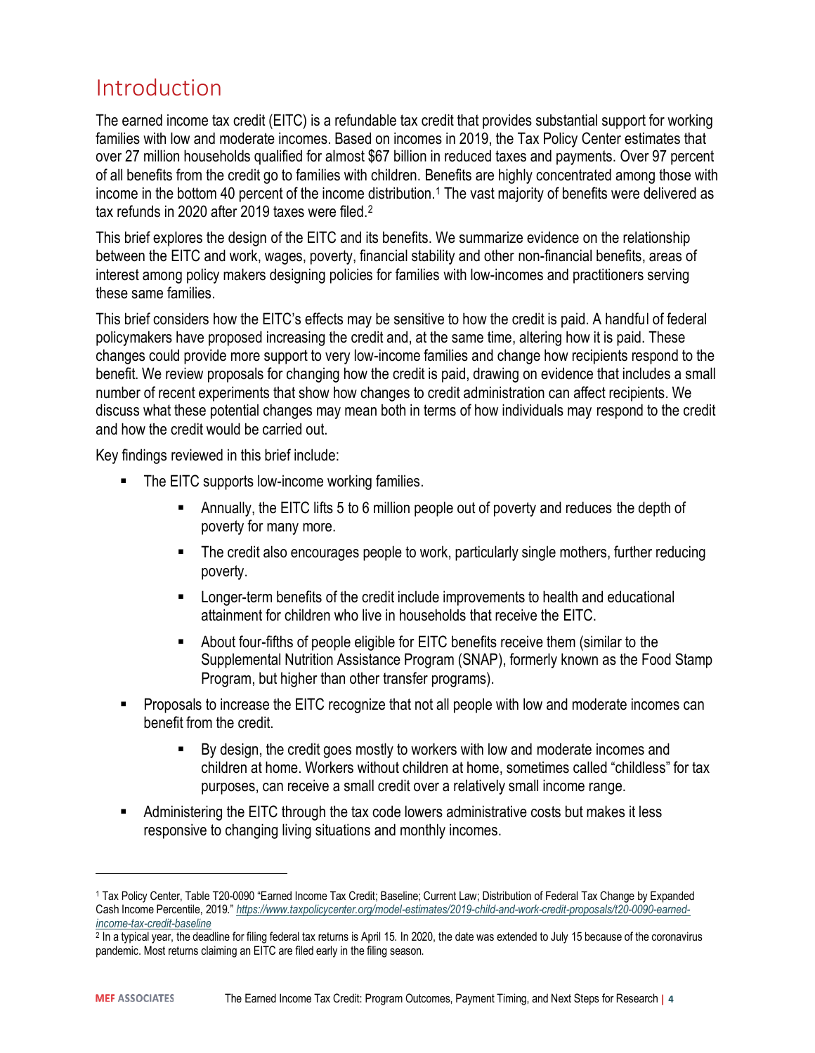# Introduction

The earned income tax credit (EITC) is a refundable tax credit that provides substantial support for working families with low and moderate incomes. Based on incomes in 2019, the Tax Policy Center estimates that over 27 million households qualified for almost $67 billion in reduced taxes and payments. Over 97 percent of all benefits from the credit go to families with children. Benefits are highly concentrated among those with income in the bottom 40 percent of the income distribution.[1] The vast majority of benefits were delivered as tax refunds in 2020 after 2019 taxes were filed.[2]

This brief explores the design of the EITC and its benefits. We summarize evidence on the relationship between the EITC and work, wages, poverty, financial stability and other non-financial benefits, areas of interest among policy makers designing policies for families with low-incomes and practitioners serving these same families.

This brief considers how the EITC's effects may be sensitive to how the credit is paid. A handful of federal policymakers have proposed increasing the credit and, at the same time, altering how it is paid. These changes could provide more support to very low-income families and change how recipients respond to the benefit. We review proposals for changing how the credit is paid, drawing on evidence that includes a small number of recent experiments that show how changes to credit administration can affect recipients. We discuss what these potential changes may mean both in terms of how individuals may respond to the credit and how the credit would be carried out.

Key findings reviewed in this brief include:

- The EITC supports low-income working families.
  - Annually, the EITC lifts 5 to 6 million people out of poverty and reduces the depth of poverty for many more.
  - The credit also encourages people to work, particularly single mothers, further reducing poverty.
  - Longer-term benefits of the credit include improvements to health and educational attainment for children who live in households that receive the EITC.
  - About four-fifths of people eligible for EITC benefits receive them (similar to the Supplemental Nutrition Assistance Program (SNAP), formerly known as the Food Stamp Program, but higher than other transfer programs).
- Proposals to increase the EITC recognize that not all people with low and moderate incomes can benefit from the credit.
  - By design, the credit goes mostly to workers with low and moderate incomes and children at home. Workers without children at home, sometimes called "childless" for tax purposes, can receive a small credit over a relatively small income range.
- Administering the EITC through the tax code lowers administrative costs but makes it less responsive to changing living situations and monthly incomes.

---

[1] Tax Policy Center, Table T20-0090 "Earned Income Tax Credit; Baseline; Current Law; Distribution of Federal Tax Change by Expanded Cash Income Percentile, 2019." *https://www.taxpolicycenter.org/model-estimates/2019-child-and-work-credit-proposals/t20-0090-earned-income-tax-credit-baseline*

[2] In a typical year, the deadline for filing federal tax returns is April 15. In 2020, the date was extended to July 15 because of the coronavirus pandemic. Most returns claiming an EITC are filed early in the filing season.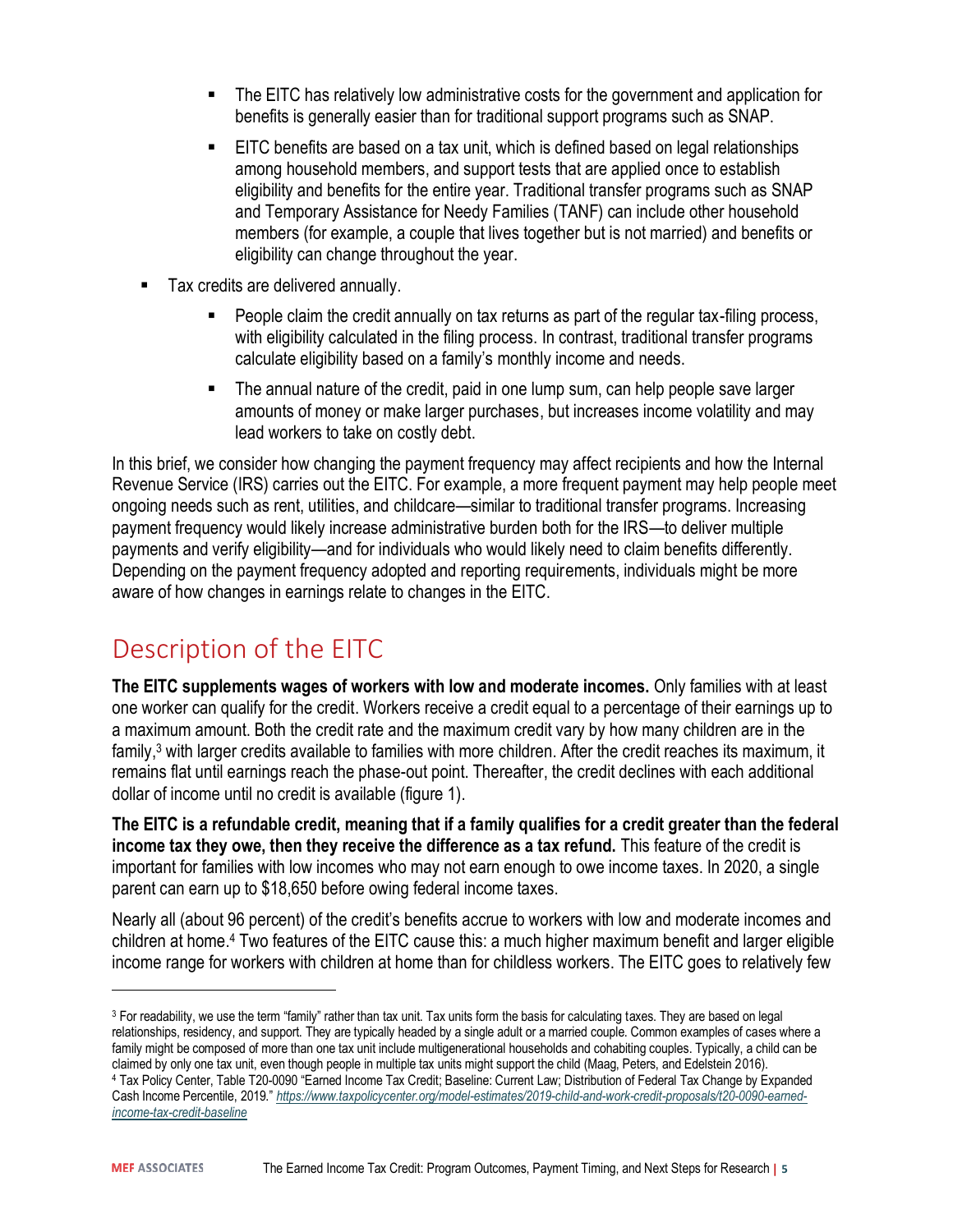- The EITC has relatively low administrative costs for the government and application for benefits is generally easier than for traditional support programs such as SNAP.
  - EITC benefits are based on a tax unit, which is defined based on legal relationships among household members, and support tests that are applied once to establish eligibility and benefits for the entire year. Traditional transfer programs such as SNAP and Temporary Assistance for Needy Families (TANF) can include other household members (for example, a couple that lives together but is not married) and benefits or eligibility can change throughout the year.
- Tax credits are delivered annually.
  - People claim the credit annually on tax returns as part of the regular tax-filing process, with eligibility calculated in the filing process. In contrast, traditional transfer programs calculate eligibility based on a family's monthly income and needs.
  - The annual nature of the credit, paid in one lump sum, can help people save larger amounts of money or make larger purchases, but increases income volatility and may lead workers to take on costly debt.

In this brief, we consider how changing the payment frequency may affect recipients and how the Internal Revenue Service (IRS) carries out the EITC. For example, a more frequent payment may help people meet ongoing needs such as rent, utilities, and childcare—similar to traditional transfer programs. Increasing payment frequency would likely increase administrative burden both for the IRS—to deliver multiple payments and verify eligibility—and for individuals who would likely need to claim benefits differently. Depending on the payment frequency adopted and reporting requirements, individuals might be more aware of how changes in earnings relate to changes in the EITC.

## Description of the EITC

**The EITC supplements wages of workers with low and moderate incomes.** Only families with at least one worker can qualify for the credit. Workers receive a credit equal to a percentage of their earnings up to a maximum amount. Both the credit rate and the maximum credit vary by how many children are in the family,[3] with larger credits available to families with more children. After the credit reaches its maximum, it remains flat until earnings reach the phase-out point. Thereafter, the credit declines with each additional dollar of income until no credit is available (figure 1).

**The EITC is a refundable credit, meaning that if a family qualifies for a credit greater than the federal income tax they owe, then they receive the difference as a tax refund.** This feature of the credit is important for families with low incomes who may not earn enough to owe income taxes. In 2020, a single parent can earn up to $18,650 before owing federal income taxes.

Nearly all (about 96 percent) of the credit's benefits accrue to workers with low and moderate incomes and children at home.[4] Two features of the EITC cause this: a much higher maximum benefit and larger eligible income range for workers with children at home than for childless workers. The EITC goes to relatively few

---

[3] For readability, we use the term "family" rather than tax unit. Tax units form the basis for calculating taxes. They are based on legal relationships, residency, and support. They are typically headed by a single adult or a married couple. Common examples of cases where a family might be composed of more than one tax unit include multigenerational households and cohabiting couples. Typically, a child can be claimed by only one tax unit, even though people in multiple tax units might support the child (Maag, Peters, and Edelstein 2016).

[4] Tax Policy Center, Table T20-0090 "Earned Income Tax Credit; Baseline: Current Law; Distribution of Federal Tax Change by Expanded Cash Income Percentile, 2019." *https://www.taxpolicycenter.org/model-estimates/2019-child-and-work-credit-proposals/t20-0090-earned-income-tax-credit-baseline*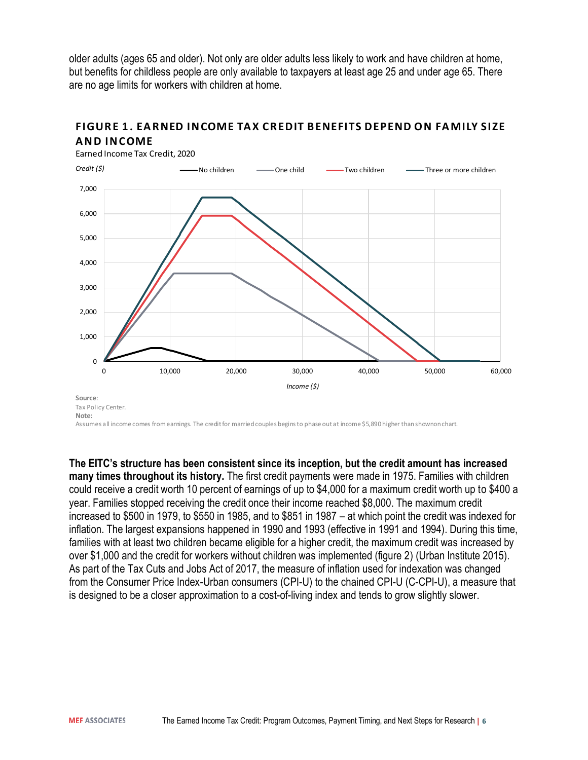older adults (ages 65 and older). Not only are older adults less likely to work and have children at home, but benefits for childless people are only available to taxpayers at least age 25 and under age 65. There are no age limits for workers with children at home.

### FIGURE 1. EARNED INCOME TAX CREDIT BENEFITS DEPEND ON FAMILY SIZE AND INCOME

Earned Income Tax Credit, 2020

**Source**:
Tax Policy Center.
**Note:**
Assumes all income comes from earnings. The credit for married couples begins to phase out at income $5,890 higher than shown on chart.

**The EITC's structure has been consistent since its inception, but the credit amount has increased many times throughout its history.** The first credit payments were made in 1975. Families with children could receive a credit worth 10 percent of earnings of up to $4,000 for a maximum credit worth up to $400 a year. Families stopped receiving the credit once their income reached $8,000. The maximum credit increased to $500 in 1979, to $550 in 1985, and to $851 in 1987 – at which point the credit was indexed for inflation. The largest expansions happened in 1990 and 1993 (effective in 1991 and 1994). During this time, families with at least two children became eligible for a higher credit, the maximum credit was increased by over $1,000 and the credit for workers without children was implemented (figure 2) (Urban Institute 2015). As part of the Tax Cuts and Jobs Act of 2017, the measure of inflation used for indexation was changed from the Consumer Price Index-Urban consumers (CPI-U) to the chained CPI-U (C-CPI-U), a measure that is designed to be a closer approximation to a cost-of-living index and tends to grow slightly slower.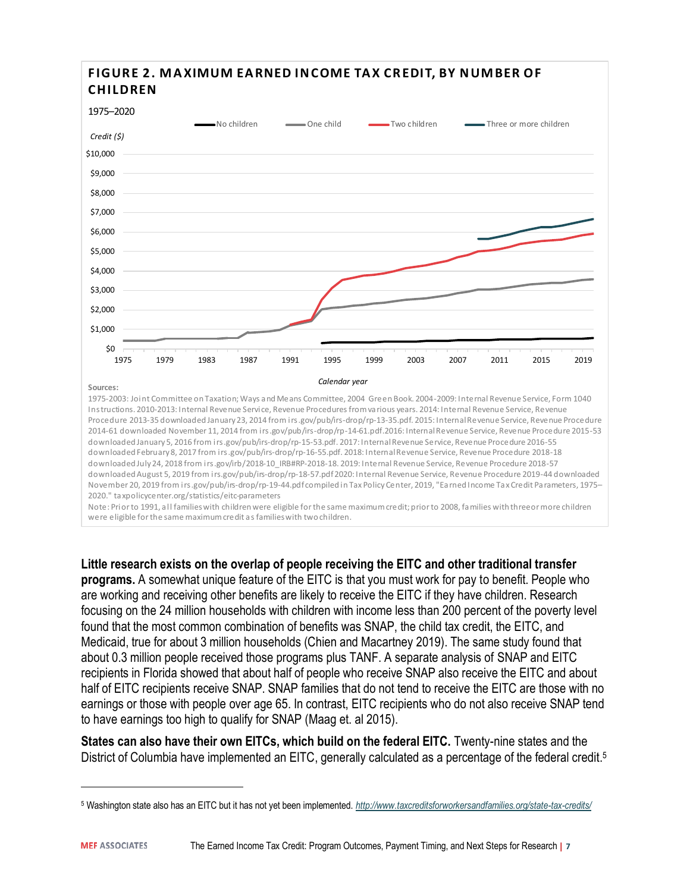**FIGURE 2. MAXIMUM EARNED INCOME TAX CREDIT, BY NUMBER OF CHILDREN**

1975–2020

Sources:
1975-2003: Joint Committee on Taxation; Ways and Means Committee, 2004 Green Book. 2004-2009: Internal Revenue Service, Form 1040 Instructions. 2010-2013: Internal Revenue Service, Revenue Procedures from various years. 2014: Internal Revenue Service, Revenue Procedure 2013-35 downloaded January 23, 2014 from irs.gov/pub/irs-drop/rp-13-35.pdf. 2015: Internal Revenue Service, Revenue Procedure 2014-61 downloaded November 11, 2014 from irs.gov/pub/irs-drop/rp-14-61.pdf. 2016: Internal Revenue Service, Revenue Procedure 2015-53 downloaded January 5, 2016 from irs.gov/pub/irs-drop/rp-15-53.pdf. 2017: Internal Revenue Service, Revenue Procedure 2016-55 downloaded February 8, 2017 from irs.gov/pub/irs-drop/rp-16-55.pdf. 2018: Internal Revenue Service, Revenue Procedure 2018-18 downloaded July 24, 2018 from irs.gov/irb/2018-10_IRB#RP-2018-18. 2019: Internal Revenue Service, Revenue Procedure 2018-57 downloaded August 5, 2019 from irs.gov/pub/irs-drop/rp-18-57.pdf 2020: Internal Revenue Service, Revenue Procedure 2019-44 downloaded November 20, 2019 from irs.gov/pub/irs-drop/rp-19-44.pdf compiled in Tax Policy Center, 2019, "Earned Income Tax Credit Parameters, 1975–2020." taxpolicycenter.org/statistics/eitc-parameters

Note: Prior to 1991, all families with children were eligible for the same maximum credit; prior to 2008, families with three or more children were eligible for the same maximum credit as families with two children.

**Little research exists on the overlap of people receiving the EITC and other traditional transfer programs.** A somewhat unique feature of the EITC is that you must work for pay to benefit. People who are working and receiving other benefits are likely to receive the EITC if they have children. Research focusing on the 24 million households with children with income less than 200 percent of the poverty level found that the most common combination of benefits was SNAP, the child tax credit, the EITC, and Medicaid, true for about 3 million households (Chien and Macartney 2019). The same study found that about 0.3 million people received those programs plus TANF. A separate analysis of SNAP and EITC recipients in Florida showed that about half of people who receive SNAP also receive the EITC and about half of EITC recipients receive SNAP. SNAP families that do not tend to receive the EITC are those with no earnings or those with people over age 65. In contrast, EITC recipients who do not also receive SNAP tend to have earnings too high to qualify for SNAP (Maag et. al 2015).

**States can also have their own EITCs, which build on the federal EITC.** Twenty-nine states and the District of Columbia have implemented an EITC, generally calculated as a percentage of the federal credit.[5]

[5] Washington state also has an EITC but it has not yet been implemented. http://www.taxcreditsforworkersandfamilies.org/state-tax-credits/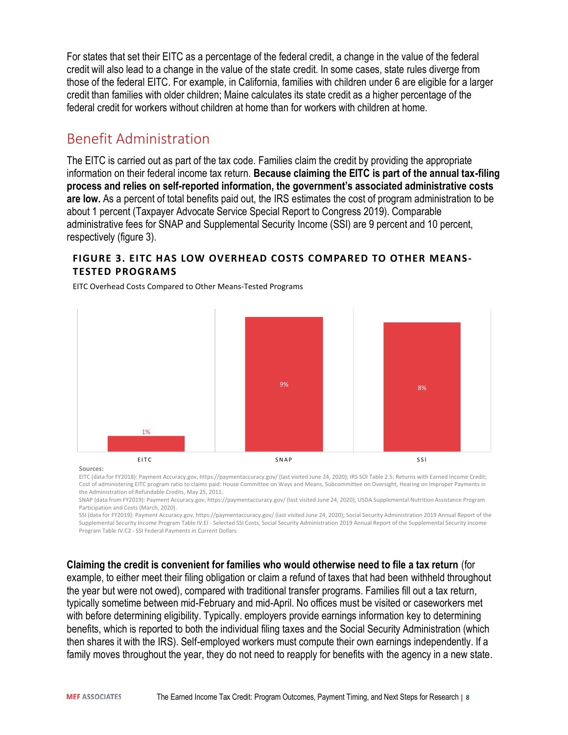For states that set their EITC as a percentage of the federal credit, a change in the value of the federal credit will also lead to a change in the value of the state credit. In some cases, state rules diverge from those of the federal EITC. For example, in California, families with children under 6 are eligible for a larger credit than families with older children; Maine calculates its state credit as a higher percentage of the federal credit for workers without children at home than for workers with children at home.

## Benefit Administration

The EITC is carried out as part of the tax code. Families claim the credit by providing the appropriate information on their federal income tax return. **Because claiming the EITC is part of the annual tax-filing process and relies on self-reported information, the government's associated administrative costs are low.** As a percent of total benefits paid out, the IRS estimates the cost of program administration to be about 1 percent (Taxpayer Advocate Service Special Report to Congress 2019). Comparable administrative fees for SNAP and Supplemental Security Income (SSI) are 9 percent and 10 percent, respectively (figure 3).

### FIGURE 3. EITC HAS LOW OVERHEAD COSTS COMPARED TO OTHER MEANS-TESTED PROGRAMS

EITC Overhead Costs Compared to Other Means-Tested Programs

| Program | Overhead Costs |
|---|---|
| EITC | 1% |
| SNAP | 9% |
| SSI | 8% |

**Sources:**

EITC (data for FY2018): Payment Accuracy.gov, https://paymentaccuracy.gov/ (last visited June 24, 2020); IRS SOI Table 2.5: Returns with Earned Income Credit; Cost of administering EITC program ratio to claims paid: House Committee on Ways and Means, Subcommittee on Oversight, Hearing on Improper Payments in the Administration of Refundable Credits, May 25, 2011.

SNAP (data from FY2019): Payment Accuracy.gov, https://paymentaccuracy.gov/ (last visited June 24, 2020); USDA Supplemental Nutrition Assistance Program Participation and Costs (March, 2020).

SSI (data for FY2019): Payment Accuracy.gov, https://paymentaccuracy.gov/ (last visited June 24, 2020); Social Security Administration 2019 Annual Report of the Supplemental Security Income Program Table IV.EI - Selected SSI Costs, Social Security Administration 2019 Annual Report of the Supplemental Security Income Program Table IV.C2 - SSI Federal Payments in Current Dollars

**Claiming the credit is convenient for families who would otherwise need to file a tax return** (for example, to either meet their filing obligation or claim a refund of taxes that had been withheld throughout the year but were not owed), compared with traditional transfer programs. Families fill out a tax return, typically sometime between mid-February and mid-April. No offices must be visited or caseworkers met with before determining eligibility. Typically. employers provide earnings information key to determining benefits, which is reported to both the individual filing taxes and the Social Security Administration (which then shares it with the IRS). Self-employed workers must compute their own earnings independently. If a family moves throughout the year, they do not need to reapply for benefits with the agency in a new state.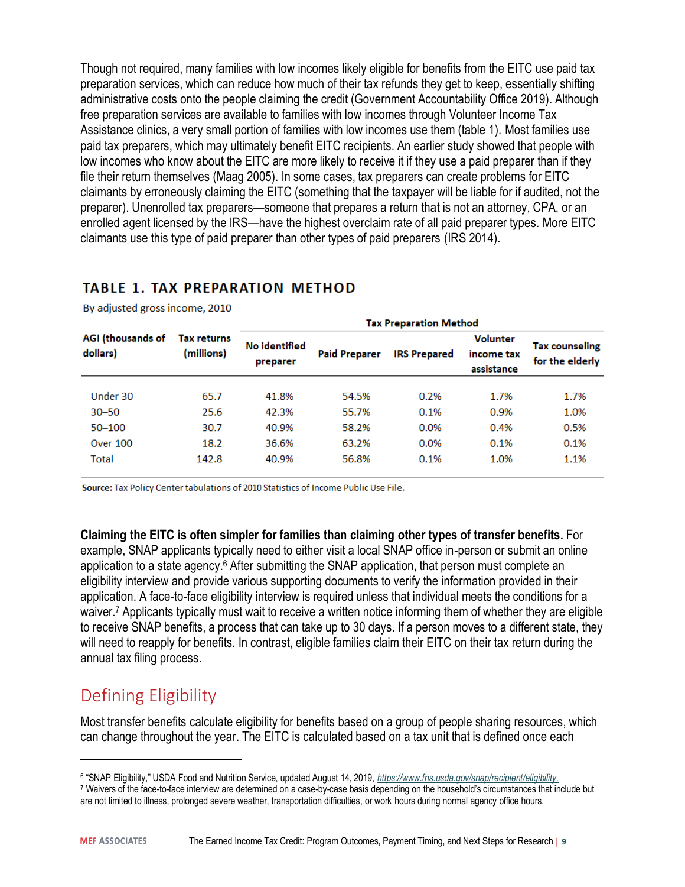Though not required, many families with low incomes likely eligible for benefits from the EITC use paid tax preparation services, which can reduce how much of their tax refunds they get to keep, essentially shifting administrative costs onto the people claiming the credit (Government Accountability Office 2019). Although free preparation services are available to families with low incomes through Volunteer Income Tax Assistance clinics, a very small portion of families with low incomes use them (table 1). Most families use paid tax preparers, which may ultimately benefit EITC recipients. An earlier study showed that people with low incomes who know about the EITC are more likely to receive it if they use a paid preparer than if they file their return themselves (Maag 2005). In some cases, tax preparers can create problems for EITC claimants by erroneously claiming the EITC (something that the taxpayer will be liable for if audited, not the preparer). Unenrolled tax preparers—someone that prepares a return that is not an attorney, CPA, or an enrolled agent licensed by the IRS—have the highest overclaim rate of all paid preparer types. More EITC claimants use this type of paid preparer than other types of paid preparers (IRS 2014).

## TABLE 1. TAX PREPARATION METHOD

By adjusted gross income, 2010

| AGI (thousands of dollars) | Tax returns (millions) | Tax Preparation Method | | | | |
|---|---|---|---|---|---|---|
| | | No identified preparer | Paid Preparer | IRS Prepared | Volunter income tax assistance | Tax counseling for the elderly |
| Under 30 | 65.7 | 41.8% | 54.5% | 0.2% | 1.7% | 1.7% |
| 30–50 | 25.6 | 42.3% | 55.7% | 0.1% | 0.9% | 1.0% |
| 50–100 | 30.7 | 40.9% | 58.2% | 0.0% | 0.4% | 0.5% |
| Over 100 | 18.2 | 36.6% | 63.2% | 0.0% | 0.1% | 0.1% |
| Total | 142.8 | 40.9% | 56.8% | 0.1% | 1.0% | 1.1% |

**Source:** Tax Policy Center tabulations of 2010 Statistics of Income Public Use File.

**Claiming the EITC is often simpler for families than claiming other types of transfer benefits.** For example, SNAP applicants typically need to either visit a local SNAP office in-person or submit an online application to a state agency.[6] After submitting the SNAP application, that person must complete an eligibility interview and provide various supporting documents to verify the information provided in their application. A face-to-face eligibility interview is required unless that individual meets the conditions for a waiver.[7] Applicants typically must wait to receive a written notice informing them of whether they are eligible to receive SNAP benefits, a process that can take up to 30 days. If a person moves to a different state, they will need to reapply for benefits. In contrast, eligible families claim their EITC on their tax return during the annual tax filing process.

## Defining Eligibility

Most transfer benefits calculate eligibility for benefits based on a group of people sharing resources, which can change throughout the year. The EITC is calculated based on a tax unit that is defined once each

---

[6] "SNAP Eligibility," USDA Food and Nutrition Service, updated August 14, 2019, *https://www.fns.usda.gov/snap/recipient/eligibility.*

[7] Waivers of the face-to-face interview are determined on a case-by-case basis depending on the household's circumstances that include but are not limited to illness, prolonged severe weather, transportation difficulties, or work hours during normal agency office hours.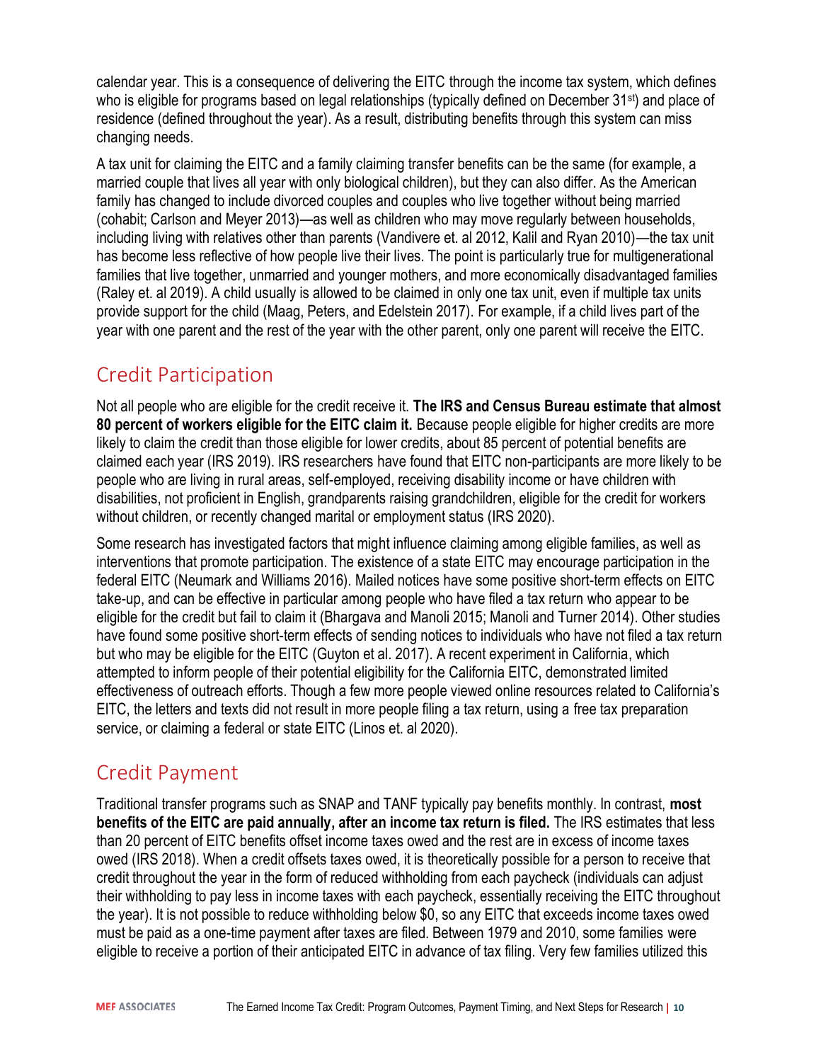calendar year. This is a consequence of delivering the EITC through the income tax system, which defines who is eligible for programs based on legal relationships (typically defined on December 31st) and place of residence (defined throughout the year). As a result, distributing benefits through this system can miss changing needs.

A tax unit for claiming the EITC and a family claiming transfer benefits can be the same (for example, a married couple that lives all year with only biological children), but they can also differ. As the American family has changed to include divorced couples and couples who live together without being married (cohabit; Carlson and Meyer 2013)—as well as children who may move regularly between households, including living with relatives other than parents (Vandivere et. al 2012, Kalil and Ryan 2010)—the tax unit has become less reflective of how people live their lives. The point is particularly true for multigenerational families that live together, unmarried and younger mothers, and more economically disadvantaged families (Raley et. al 2019). A child usually is allowed to be claimed in only one tax unit, even if multiple tax units provide support for the child (Maag, Peters, and Edelstein 2017). For example, if a child lives part of the year with one parent and the rest of the year with the other parent, only one parent will receive the EITC.

## Credit Participation

Not all people who are eligible for the credit receive it. **The IRS and Census Bureau estimate that almost 80 percent of workers eligible for the EITC claim it.** Because people eligible for higher credits are more likely to claim the credit than those eligible for lower credits, about 85 percent of potential benefits are claimed each year (IRS 2019). IRS researchers have found that EITC non-participants are more likely to be people who are living in rural areas, self-employed, receiving disability income or have children with disabilities, not proficient in English, grandparents raising grandchildren, eligible for the credit for workers without children, or recently changed marital or employment status (IRS 2020).

Some research has investigated factors that might influence claiming among eligible families, as well as interventions that promote participation. The existence of a state EITC may encourage participation in the federal EITC (Neumark and Williams 2016). Mailed notices have some positive short-term effects on EITC take-up, and can be effective in particular among people who have filed a tax return who appear to be eligible for the credit but fail to claim it (Bhargava and Manoli 2015; Manoli and Turner 2014). Other studies have found some positive short-term effects of sending notices to individuals who have not filed a tax return but who may be eligible for the EITC (Guyton et al. 2017). A recent experiment in California, which attempted to inform people of their potential eligibility for the California EITC, demonstrated limited effectiveness of outreach efforts. Though a few more people viewed online resources related to California's EITC, the letters and texts did not result in more people filing a tax return, using a free tax preparation service, or claiming a federal or state EITC (Linos et. al 2020).

## Credit Payment

Traditional transfer programs such as SNAP and TANF typically pay benefits monthly. In contrast, **most benefits of the EITC are paid annually, after an income tax return is filed.** The IRS estimates that less than 20 percent of EITC benefits offset income taxes owed and the rest are in excess of income taxes owed (IRS 2018). When a credit offsets taxes owed, it is theoretically possible for a person to receive that credit throughout the year in the form of reduced withholding from each paycheck (individuals can adjust their withholding to pay less in income taxes with each paycheck, essentially receiving the EITC throughout the year). It is not possible to reduce withholding below $0, so any EITC that exceeds income taxes owed must be paid as a one-time payment after taxes are filed. Between 1979 and 2010, some families were eligible to receive a portion of their anticipated EITC in advance of tax filing. Very few families utilized this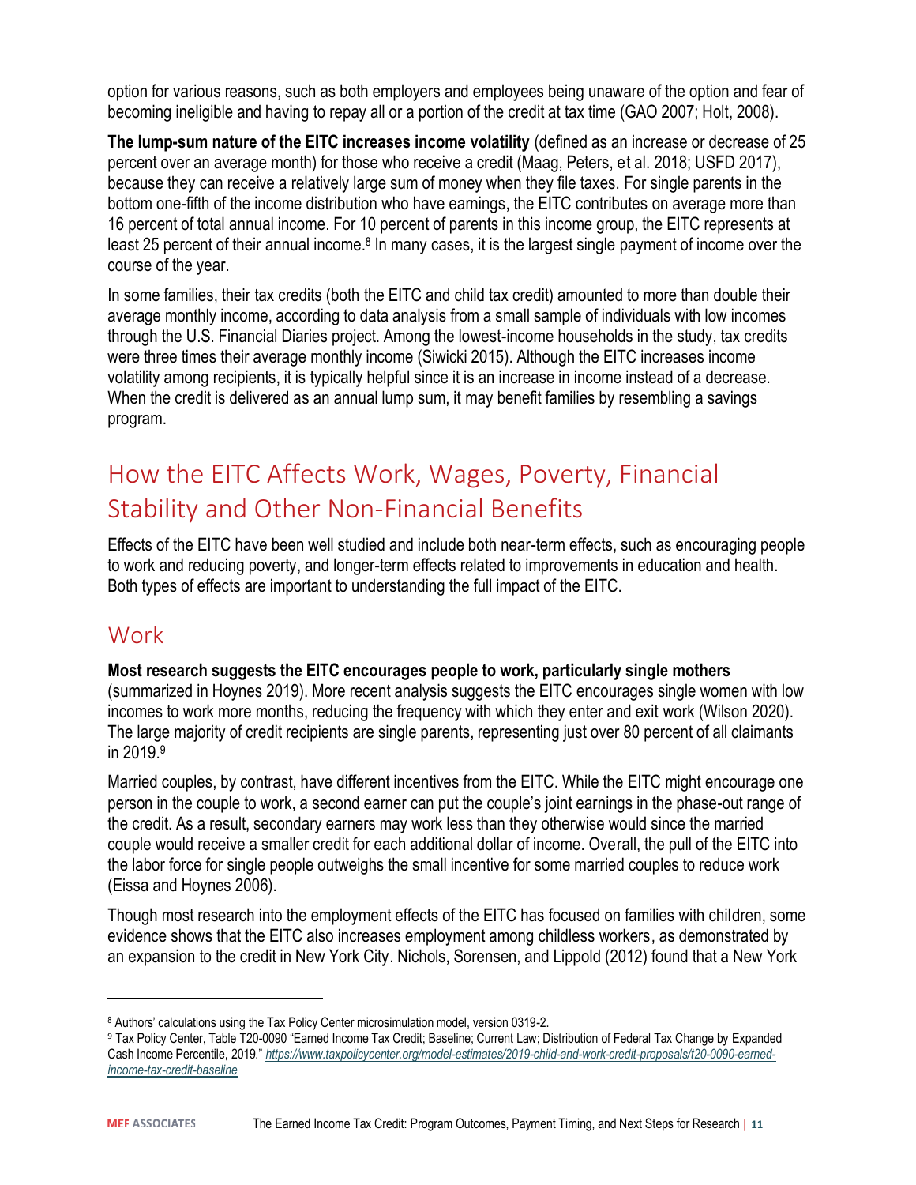option for various reasons, such as both employers and employees being unaware of the option and fear of becoming ineligible and having to repay all or a portion of the credit at tax time (GAO 2007; Holt, 2008).

**The lump-sum nature of the EITC increases income volatility** (defined as an increase or decrease of 25 percent over an average month) for those who receive a credit (Maag, Peters, et al. 2018; USFD 2017), because they can receive a relatively large sum of money when they file taxes. For single parents in the bottom one-fifth of the income distribution who have earnings, the EITC contributes on average more than 16 percent of total annual income. For 10 percent of parents in this income group, the EITC represents at least 25 percent of their annual income.[8] In many cases, it is the largest single payment of income over the course of the year.

In some families, their tax credits (both the EITC and child tax credit) amounted to more than double their average monthly income, according to data analysis from a small sample of individuals with low incomes through the U.S. Financial Diaries project. Among the lowest-income households in the study, tax credits were three times their average monthly income (Siwicki 2015). Although the EITC increases income volatility among recipients, it is typically helpful since it is an increase in income instead of a decrease. When the credit is delivered as an annual lump sum, it may benefit families by resembling a savings program.

# How the EITC Affects Work, Wages, Poverty, Financial Stability and Other Non-Financial Benefits

Effects of the EITC have been well studied and include both near-term effects, such as encouraging people to work and reducing poverty, and longer-term effects related to improvements in education and health. Both types of effects are important to understanding the full impact of the EITC.

## Work

**Most research suggests the EITC encourages people to work, particularly single mothers** (summarized in Hoynes 2019). More recent analysis suggests the EITC encourages single women with low incomes to work more months, reducing the frequency with which they enter and exit work (Wilson 2020). The large majority of credit recipients are single parents, representing just over 80 percent of all claimants in 2019.[9]

Married couples, by contrast, have different incentives from the EITC. While the EITC might encourage one person in the couple to work, a second earner can put the couple's joint earnings in the phase-out range of the credit. As a result, secondary earners may work less than they otherwise would since the married couple would receive a smaller credit for each additional dollar of income. Overall, the pull of the EITC into the labor force for single people outweighs the small incentive for some married couples to reduce work (Eissa and Hoynes 2006).

Though most research into the employment effects of the EITC has focused on families with children, some evidence shows that the EITC also increases employment among childless workers, as demonstrated by an expansion to the credit in New York City. Nichols, Sorensen, and Lippold (2012) found that a New York

---

[8] Authors' calculations using the Tax Policy Center microsimulation model, version 0319-2.

[9] Tax Policy Center, Table T20-0090 "Earned Income Tax Credit; Baseline; Current Law; Distribution of Federal Tax Change by Expanded Cash Income Percentile, 2019." *https://www.taxpolicycenter.org/model-estimates/2019-child-and-work-credit-proposals/t20-0090-earned-income-tax-credit-baseline*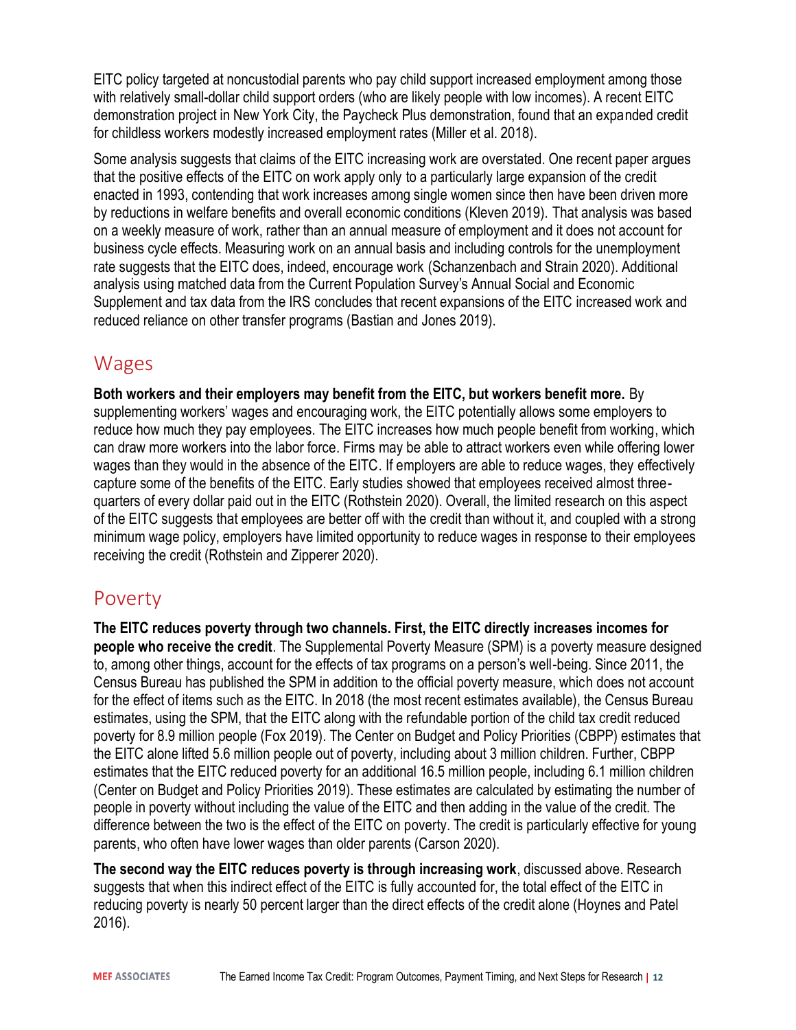EITC policy targeted at noncustodial parents who pay child support increased employment among those with relatively small-dollar child support orders (who are likely people with low incomes). A recent EITC demonstration project in New York City, the Paycheck Plus demonstration, found that an expanded credit for childless workers modestly increased employment rates (Miller et al. 2018).

Some analysis suggests that claims of the EITC increasing work are overstated. One recent paper argues that the positive effects of the EITC on work apply only to a particularly large expansion of the credit enacted in 1993, contending that work increases among single women since then have been driven more by reductions in welfare benefits and overall economic conditions (Kleven 2019). That analysis was based on a weekly measure of work, rather than an annual measure of employment and it does not account for business cycle effects. Measuring work on an annual basis and including controls for the unemployment rate suggests that the EITC does, indeed, encourage work (Schanzenbach and Strain 2020). Additional analysis using matched data from the Current Population Survey's Annual Social and Economic Supplement and tax data from the IRS concludes that recent expansions of the EITC increased work and reduced reliance on other transfer programs (Bastian and Jones 2019).

## Wages

**Both workers and their employers may benefit from the EITC, but workers benefit more.** By supplementing workers' wages and encouraging work, the EITC potentially allows some employers to reduce how much they pay employees. The EITC increases how much people benefit from working, which can draw more workers into the labor force. Firms may be able to attract workers even while offering lower wages than they would in the absence of the EITC. If employers are able to reduce wages, they effectively capture some of the benefits of the EITC. Early studies showed that employees received almost three-quarters of every dollar paid out in the EITC (Rothstein 2020). Overall, the limited research on this aspect of the EITC suggests that employees are better off with the credit than without it, and coupled with a strong minimum wage policy, employers have limited opportunity to reduce wages in response to their employees receiving the credit (Rothstein and Zipperer 2020).

## Poverty

**The EITC reduces poverty through two channels. First, the EITC directly increases incomes for people who receive the credit**. The Supplemental Poverty Measure (SPM) is a poverty measure designed to, among other things, account for the effects of tax programs on a person's well-being. Since 2011, the Census Bureau has published the SPM in addition to the official poverty measure, which does not account for the effect of items such as the EITC. In 2018 (the most recent estimates available), the Census Bureau estimates, using the SPM, that the EITC along with the refundable portion of the child tax credit reduced poverty for 8.9 million people (Fox 2019). The Center on Budget and Policy Priorities (CBPP) estimates that the EITC alone lifted 5.6 million people out of poverty, including about 3 million children. Further, CBPP estimates that the EITC reduced poverty for an additional 16.5 million people, including 6.1 million children (Center on Budget and Policy Priorities 2019). These estimates are calculated by estimating the number of people in poverty without including the value of the EITC and then adding in the value of the credit. The difference between the two is the effect of the EITC on poverty. The credit is particularly effective for young parents, who often have lower wages than older parents (Carson 2020).

**The second way the EITC reduces poverty is through increasing work**, discussed above. Research suggests that when this indirect effect of the EITC is fully accounted for, the total effect of the EITC in reducing poverty is nearly 50 percent larger than the direct effects of the credit alone (Hoynes and Patel 2016).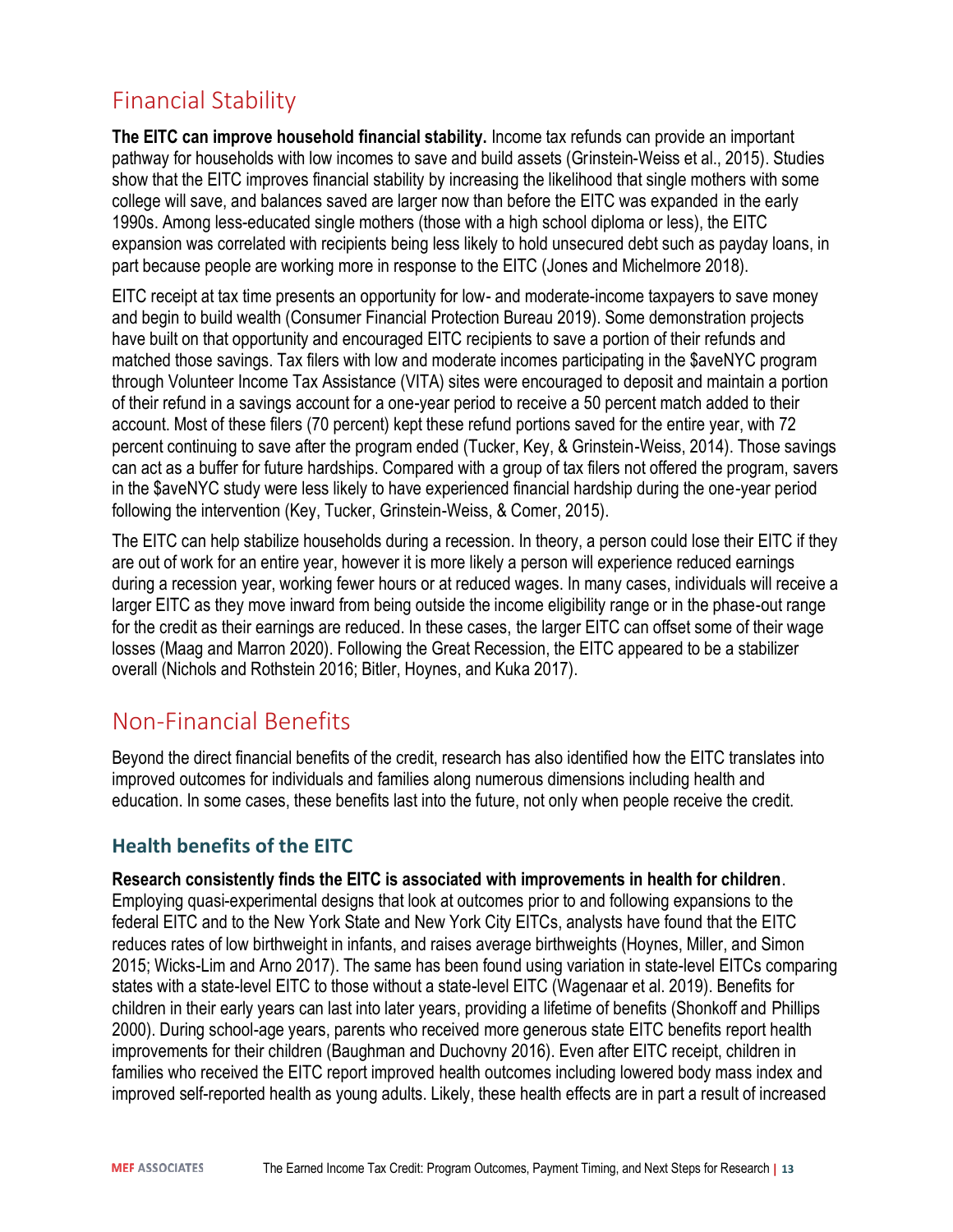## Financial Stability

**The EITC can improve household financial stability.** Income tax refunds can provide an important pathway for households with low incomes to save and build assets (Grinstein-Weiss et al., 2015). Studies show that the EITC improves financial stability by increasing the likelihood that single mothers with some college will save, and balances saved are larger now than before the EITC was expanded in the early 1990s. Among less-educated single mothers (those with a high school diploma or less), the EITC expansion was correlated with recipients being less likely to hold unsecured debt such as payday loans, in part because people are working more in response to the EITC (Jones and Michelmore 2018).

EITC receipt at tax time presents an opportunity for low- and moderate-income taxpayers to save money and begin to build wealth (Consumer Financial Protection Bureau 2019). Some demonstration projects have built on that opportunity and encouraged EITC recipients to save a portion of their refunds and matched those savings. Tax filers with low and moderate incomes participating in the $aveNYC program through Volunteer Income Tax Assistance (VITA) sites were encouraged to deposit and maintain a portion of their refund in a savings account for a one-year period to receive a 50 percent match added to their account. Most of these filers (70 percent) kept these refund portions saved for the entire year, with 72 percent continuing to save after the program ended (Tucker, Key, & Grinstein-Weiss, 2014). Those savings can act as a buffer for future hardships. Compared with a group of tax filers not offered the program, savers in the $aveNYC study were less likely to have experienced financial hardship during the one-year period following the intervention (Key, Tucker, Grinstein-Weiss, & Comer, 2015).

The EITC can help stabilize households during a recession. In theory, a person could lose their EITC if they are out of work for an entire year, however it is more likely a person will experience reduced earnings during a recession year, working fewer hours or at reduced wages. In many cases, individuals will receive a larger EITC as they move inward from being outside the income eligibility range or in the phase-out range for the credit as their earnings are reduced. In these cases, the larger EITC can offset some of their wage losses (Maag and Marron 2020). Following the Great Recession, the EITC appeared to be a stabilizer overall (Nichols and Rothstein 2016; Bitler, Hoynes, and Kuka 2017).

## Non-Financial Benefits

Beyond the direct financial benefits of the credit, research has also identified how the EITC translates into improved outcomes for individuals and families along numerous dimensions including health and education. In some cases, these benefits last into the future, not only when people receive the credit.

### Health benefits of the EITC

**Research consistently finds the EITC is associated with improvements in health for children**. Employing quasi-experimental designs that look at outcomes prior to and following expansions to the federal EITC and to the New York State and New York City EITCs, analysts have found that the EITC reduces rates of low birthweight in infants, and raises average birthweights (Hoynes, Miller, and Simon 2015; Wicks-Lim and Arno 2017). The same has been found using variation in state-level EITCs comparing states with a state-level EITC to those without a state-level EITC (Wagenaar et al. 2019). Benefits for children in their early years can last into later years, providing a lifetime of benefits (Shonkoff and Phillips 2000). During school-age years, parents who received more generous state EITC benefits report health improvements for their children (Baughman and Duchovny 2016). Even after EITC receipt, children in families who received the EITC report improved health outcomes including lowered body mass index and improved self-reported health as young adults. Likely, these health effects are in part a result of increased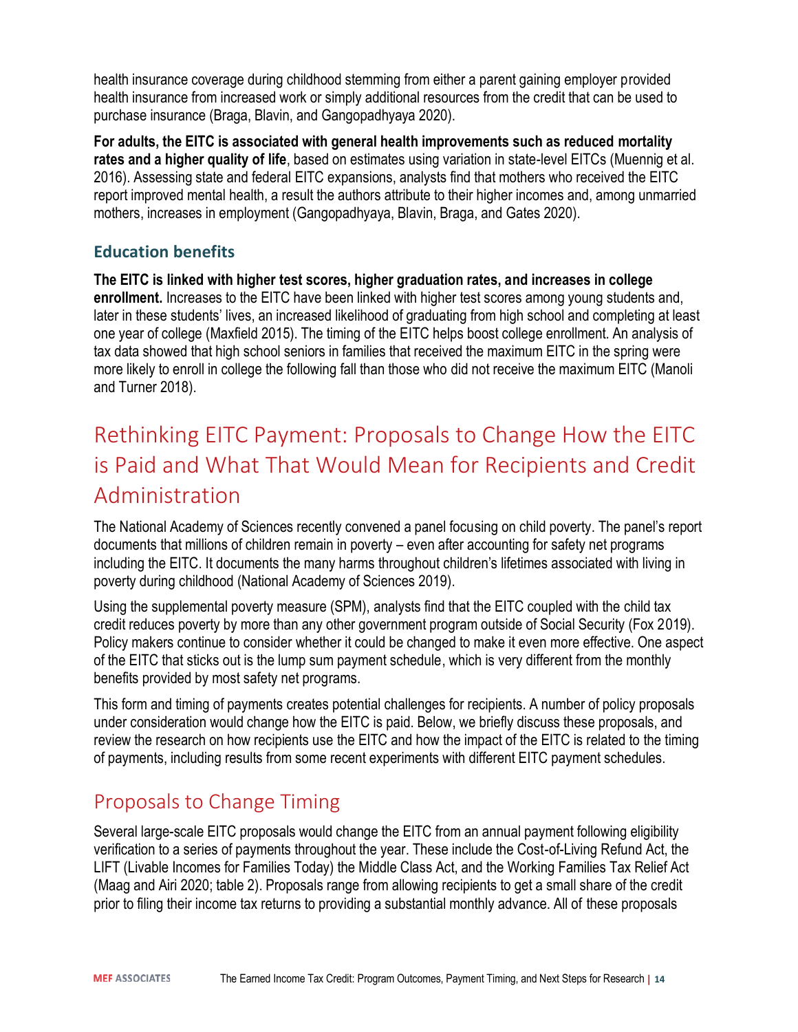health insurance coverage during childhood stemming from either a parent gaining employer provided health insurance from increased work or simply additional resources from the credit that can be used to purchase insurance (Braga, Blavin, and Gangopadhyaya 2020).

**For adults, the EITC is associated with general health improvements such as reduced mortality rates and a higher quality of life**, based on estimates using variation in state-level EITCs (Muennig et al. 2016). Assessing state and federal EITC expansions, analysts find that mothers who received the EITC report improved mental health, a result the authors attribute to their higher incomes and, among unmarried mothers, increases in employment (Gangopadhyaya, Blavin, Braga, and Gates 2020).

### Education benefits

**The EITC is linked with higher test scores, higher graduation rates, and increases in college enrollment.** Increases to the EITC have been linked with higher test scores among young students and, later in these students' lives, an increased likelihood of graduating from high school and completing at least one year of college (Maxfield 2015). The timing of the EITC helps boost college enrollment. An analysis of tax data showed that high school seniors in families that received the maximum EITC in the spring were more likely to enroll in college the following fall than those who did not receive the maximum EITC (Manoli and Turner 2018).

# Rethinking EITC Payment: Proposals to Change How the EITC is Paid and What That Would Mean for Recipients and Credit Administration

The National Academy of Sciences recently convened a panel focusing on child poverty. The panel's report documents that millions of children remain in poverty – even after accounting for safety net programs including the EITC. It documents the many harms throughout children's lifetimes associated with living in poverty during childhood (National Academy of Sciences 2019).

Using the supplemental poverty measure (SPM), analysts find that the EITC coupled with the child tax credit reduces poverty by more than any other government program outside of Social Security (Fox 2019). Policy makers continue to consider whether it could be changed to make it even more effective. One aspect of the EITC that sticks out is the lump sum payment schedule, which is very different from the monthly benefits provided by most safety net programs.

This form and timing of payments creates potential challenges for recipients. A number of policy proposals under consideration would change how the EITC is paid. Below, we briefly discuss these proposals, and review the research on how recipients use the EITC and how the impact of the EITC is related to the timing of payments, including results from some recent experiments with different EITC payment schedules.

## Proposals to Change Timing

Several large-scale EITC proposals would change the EITC from an annual payment following eligibility verification to a series of payments throughout the year. These include the Cost-of-Living Refund Act, the LIFT (Livable Incomes for Families Today) the Middle Class Act, and the Working Families Tax Relief Act (Maag and Airi 2020; table 2). Proposals range from allowing recipients to get a small share of the credit prior to filing their income tax returns to providing a substantial monthly advance. All of these proposals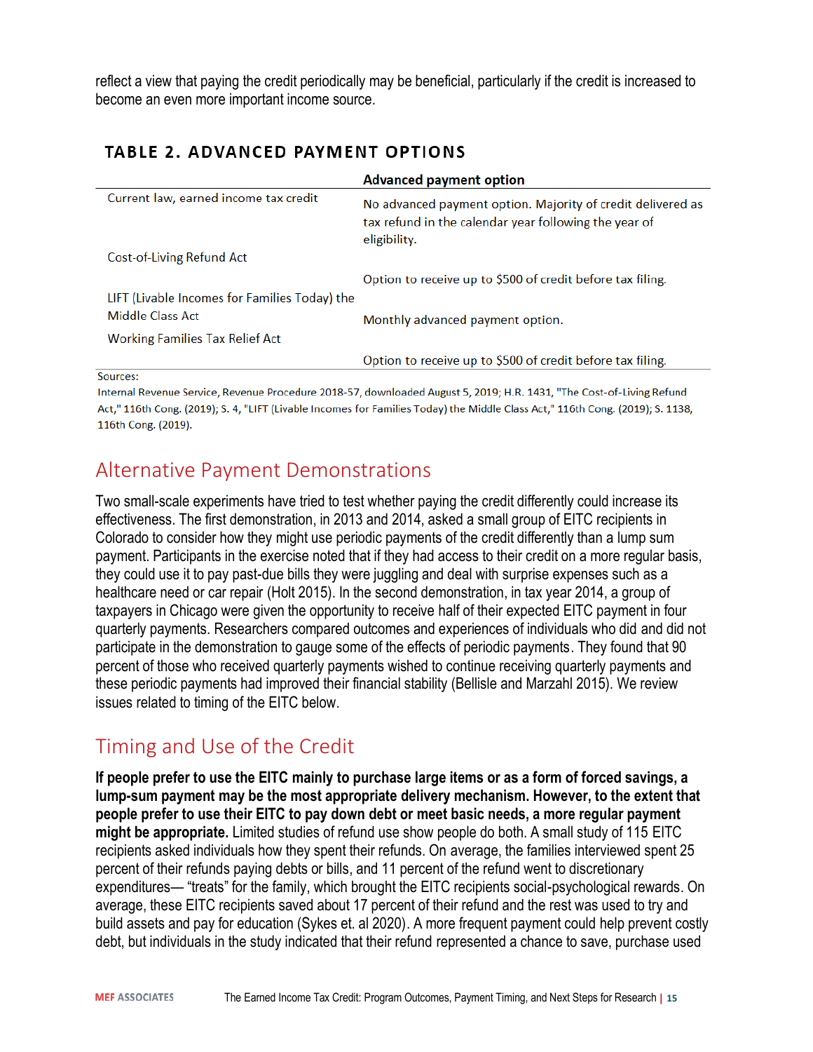reflect a view that paying the credit periodically may be beneficial, particularly if the credit is increased to become an even more important income source.

### TABLE 2. ADVANCED PAYMENT OPTIONS

| | Advanced payment option |
|---|---|
| Current law, earned income tax credit | No advanced payment option. Majority of credit delivered as tax refund in the calendar year following the year of eligibility. |
| Cost-of-Living Refund Act | Option to receive up to $500 of credit before tax filing. |
| LIFT (Livable Incomes for Families Today) the Middle Class Act | Monthly advanced payment option. |
| Working Families Tax Relief Act | Option to receive up to $500 of credit before tax filing. |

Sources:
Internal Revenue Service, Revenue Procedure 2018-57, downloaded August 5, 2019; H.R. 1431, "The Cost-of-Living Refund Act," 116th Cong. (2019); S. 4, "LIFT (Livable Incomes for Families Today) the Middle Class Act," 116th Cong. (2019); S. 1138, 116th Cong. (2019).

## Alternative Payment Demonstrations

Two small-scale experiments have tried to test whether paying the credit differently could increase its effectiveness. The first demonstration, in 2013 and 2014, asked a small group of EITC recipients in Colorado to consider how they might use periodic payments of the credit differently than a lump sum payment. Participants in the exercise noted that if they had access to their credit on a more regular basis, they could use it to pay past-due bills they were juggling and deal with surprise expenses such as a healthcare need or car repair (Holt 2015). In the second demonstration, in tax year 2014, a group of taxpayers in Chicago were given the opportunity to receive half of their expected EITC payment in four quarterly payments. Researchers compared outcomes and experiences of individuals who did and did not participate in the demonstration to gauge some of the effects of periodic payments. They found that 90 percent of those who received quarterly payments wished to continue receiving quarterly payments and these periodic payments had improved their financial stability (Bellisle and Marzahl 2015). We review issues related to timing of the EITC below.

## Timing and Use of the Credit

**If people prefer to use the EITC mainly to purchase large items or as a form of forced savings, a lump-sum payment may be the most appropriate delivery mechanism. However, to the extent that people prefer to use their EITC to pay down debt or meet basic needs, a more regular payment might be appropriate.** Limited studies of refund use show people do both. A small study of 115 EITC recipients asked individuals how they spent their refunds. On average, the families interviewed spent 25 percent of their refunds paying debts or bills, and 11 percent of the refund went to discretionary expenditures— "treats" for the family, which brought the EITC recipients social-psychological rewards. On average, these EITC recipients saved about 17 percent of their refund and the rest was used to try and build assets and pay for education (Sykes et. al 2020). A more frequent payment could help prevent costly debt, but individuals in the study indicated that their refund represented a chance to save, purchase used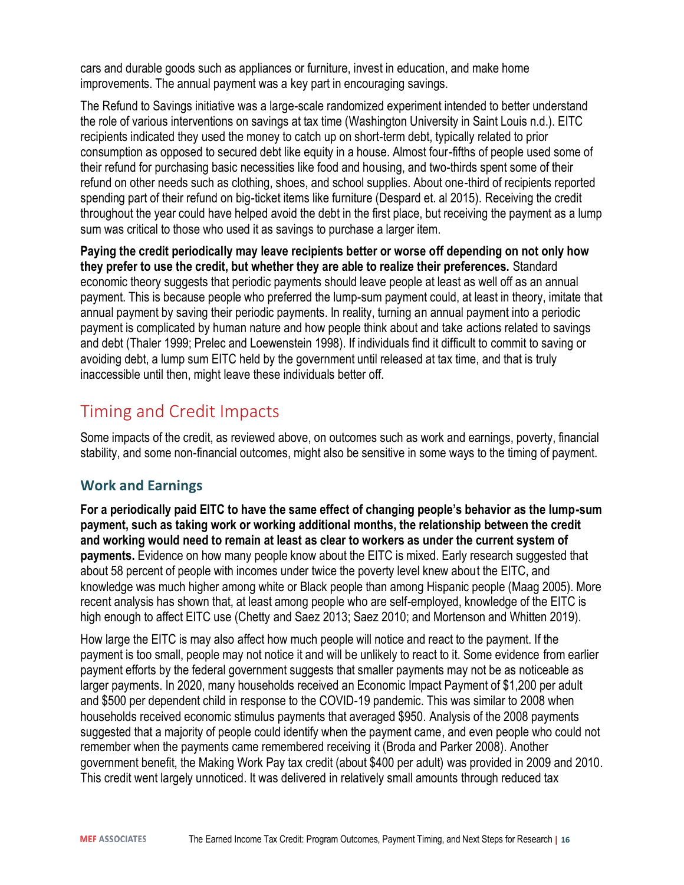cars and durable goods such as appliances or furniture, invest in education, and make home improvements. The annual payment was a key part in encouraging savings.

The Refund to Savings initiative was a large-scale randomized experiment intended to better understand the role of various interventions on savings at tax time (Washington University in Saint Louis n.d.). EITC recipients indicated they used the money to catch up on short-term debt, typically related to prior consumption as opposed to secured debt like equity in a house. Almost four-fifths of people used some of their refund for purchasing basic necessities like food and housing, and two-thirds spent some of their refund on other needs such as clothing, shoes, and school supplies. About one-third of recipients reported spending part of their refund on big-ticket items like furniture (Despard et. al 2015). Receiving the credit throughout the year could have helped avoid the debt in the first place, but receiving the payment as a lump sum was critical to those who used it as savings to purchase a larger item.

**Paying the credit periodically may leave recipients better or worse off depending on not only how they prefer to use the credit, but whether they are able to realize their preferences.** Standard economic theory suggests that periodic payments should leave people at least as well off as an annual payment. This is because people who preferred the lump-sum payment could, at least in theory, imitate that annual payment by saving their periodic payments. In reality, turning an annual payment into a periodic payment is complicated by human nature and how people think about and take actions related to savings and debt (Thaler 1999; Prelec and Loewenstein 1998). If individuals find it difficult to commit to saving or avoiding debt, a lump sum EITC held by the government until released at tax time, and that is truly inaccessible until then, might leave these individuals better off.

## Timing and Credit Impacts

Some impacts of the credit, as reviewed above, on outcomes such as work and earnings, poverty, financial stability, and some non-financial outcomes, might also be sensitive in some ways to the timing of payment.

### Work and Earnings

**For a periodically paid EITC to have the same effect of changing people's behavior as the lump-sum payment, such as taking work or working additional months, the relationship between the credit and working would need to remain at least as clear to workers as under the current system of payments.** Evidence on how many people know about the EITC is mixed. Early research suggested that about 58 percent of people with incomes under twice the poverty level knew about the EITC, and knowledge was much higher among white or Black people than among Hispanic people (Maag 2005). More recent analysis has shown that, at least among people who are self-employed, knowledge of the EITC is high enough to affect EITC use (Chetty and Saez 2013; Saez 2010; and Mortenson and Whitten 2019).

How large the EITC is may also affect how much people will notice and react to the payment. If the payment is too small, people may not notice it and will be unlikely to react to it. Some evidence from earlier payment efforts by the federal government suggests that smaller payments may not be as noticeable as larger payments. In 2020, many households received an Economic Impact Payment of $1,200 per adult and $500 per dependent child in response to the COVID-19 pandemic. This was similar to 2008 when households received economic stimulus payments that averaged $950. Analysis of the 2008 payments suggested that a majority of people could identify when the payment came, and even people who could not remember when the payments came remembered receiving it (Broda and Parker 2008). Another government benefit, the Making Work Pay tax credit (about $400 per adult) was provided in 2009 and 2010. This credit went largely unnoticed. It was delivered in relatively small amounts through reduced tax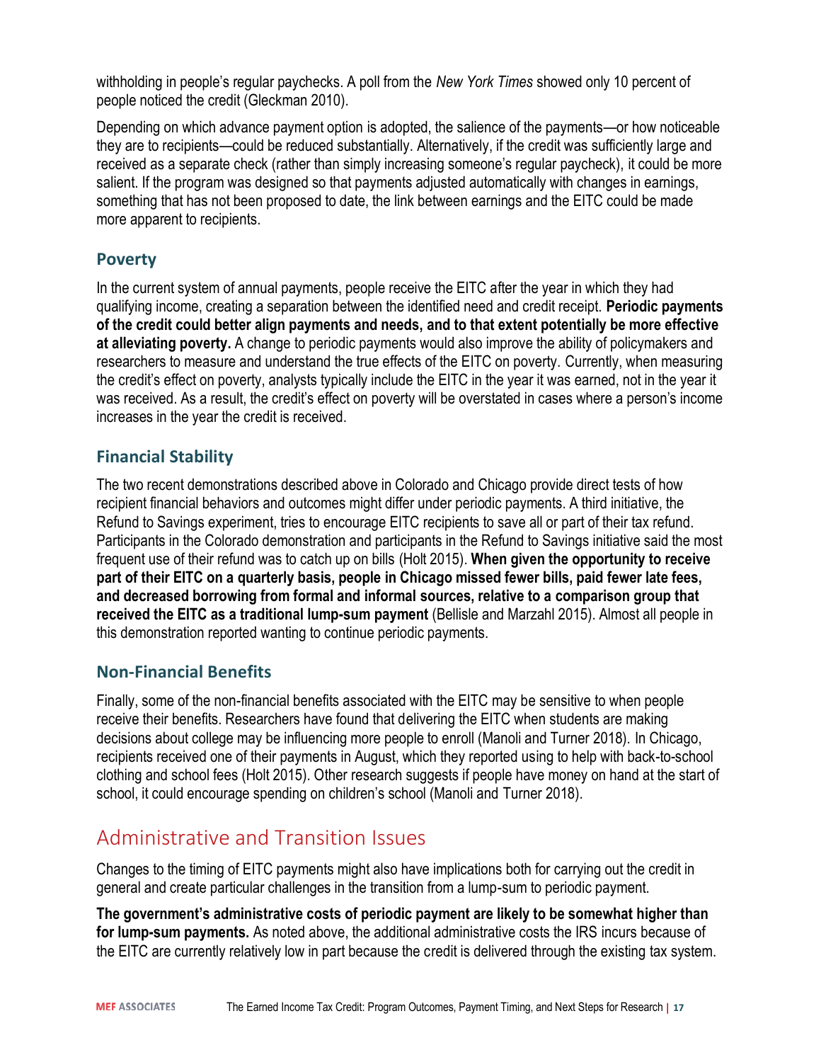withholding in people's regular paychecks. A poll from the *New York Times* showed only 10 percent of people noticed the credit (Gleckman 2010).

Depending on which advance payment option is adopted, the salience of the payments—or how noticeable they are to recipients—could be reduced substantially. Alternatively, if the credit was sufficiently large and received as a separate check (rather than simply increasing someone's regular paycheck), it could be more salient. If the program was designed so that payments adjusted automatically with changes in earnings, something that has not been proposed to date, the link between earnings and the EITC could be made more apparent to recipients.

### Poverty

In the current system of annual payments, people receive the EITC after the year in which they had qualifying income, creating a separation between the identified need and credit receipt. **Periodic payments of the credit could better align payments and needs, and to that extent potentially be more effective at alleviating poverty.** A change to periodic payments would also improve the ability of policymakers and researchers to measure and understand the true effects of the EITC on poverty. Currently, when measuring the credit's effect on poverty, analysts typically include the EITC in the year it was earned, not in the year it was received. As a result, the credit's effect on poverty will be overstated in cases where a person's income increases in the year the credit is received.

### Financial Stability

The two recent demonstrations described above in Colorado and Chicago provide direct tests of how recipient financial behaviors and outcomes might differ under periodic payments. A third initiative, the Refund to Savings experiment, tries to encourage EITC recipients to save all or part of their tax refund. Participants in the Colorado demonstration and participants in the Refund to Savings initiative said the most frequent use of their refund was to catch up on bills (Holt 2015). **When given the opportunity to receive part of their EITC on a quarterly basis, people in Chicago missed fewer bills, paid fewer late fees, and decreased borrowing from formal and informal sources, relative to a comparison group that received the EITC as a traditional lump-sum payment** (Bellisle and Marzahl 2015). Almost all people in this demonstration reported wanting to continue periodic payments.

### Non-Financial Benefits

Finally, some of the non-financial benefits associated with the EITC may be sensitive to when people receive their benefits. Researchers have found that delivering the EITC when students are making decisions about college may be influencing more people to enroll (Manoli and Turner 2018). In Chicago, recipients received one of their payments in August, which they reported using to help with back-to-school clothing and school fees (Holt 2015). Other research suggests if people have money on hand at the start of school, it could encourage spending on children's school (Manoli and Turner 2018).

## Administrative and Transition Issues

Changes to the timing of EITC payments might also have implications both for carrying out the credit in general and create particular challenges in the transition from a lump-sum to periodic payment.

**The government's administrative costs of periodic payment are likely to be somewhat higher than for lump-sum payments.** As noted above, the additional administrative costs the IRS incurs because of the EITC are currently relatively low in part because the credit is delivered through the existing tax system.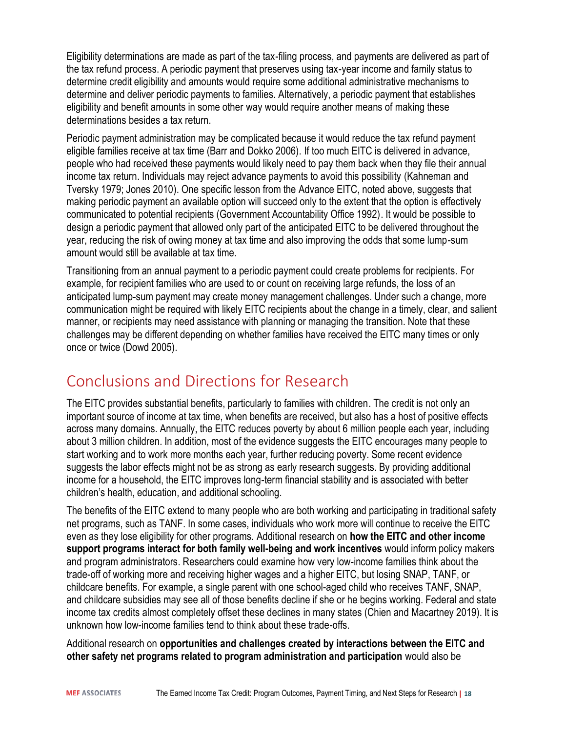Eligibility determinations are made as part of the tax-filing process, and payments are delivered as part of the tax refund process. A periodic payment that preserves using tax-year income and family status to determine credit eligibility and amounts would require some additional administrative mechanisms to determine and deliver periodic payments to families. Alternatively, a periodic payment that establishes eligibility and benefit amounts in some other way would require another means of making these determinations besides a tax return.

Periodic payment administration may be complicated because it would reduce the tax refund payment eligible families receive at tax time (Barr and Dokko 2006). If too much EITC is delivered in advance, people who had received these payments would likely need to pay them back when they file their annual income tax return. Individuals may reject advance payments to avoid this possibility (Kahneman and Tversky 1979; Jones 2010). One specific lesson from the Advance EITC, noted above, suggests that making periodic payment an available option will succeed only to the extent that the option is effectively communicated to potential recipients (Government Accountability Office 1992). It would be possible to design a periodic payment that allowed only part of the anticipated EITC to be delivered throughout the year, reducing the risk of owing money at tax time and also improving the odds that some lump-sum amount would still be available at tax time.

Transitioning from an annual payment to a periodic payment could create problems for recipients. For example, for recipient families who are used to or count on receiving large refunds, the loss of an anticipated lump-sum payment may create money management challenges. Under such a change, more communication might be required with likely EITC recipients about the change in a timely, clear, and salient manner, or recipients may need assistance with planning or managing the transition. Note that these challenges may be different depending on whether families have received the EITC many times or only once or twice (Dowd 2005).

## Conclusions and Directions for Research

The EITC provides substantial benefits, particularly to families with children. The credit is not only an important source of income at tax time, when benefits are received, but also has a host of positive effects across many domains. Annually, the EITC reduces poverty by about 6 million people each year, including about 3 million children. In addition, most of the evidence suggests the EITC encourages many people to start working and to work more months each year, further reducing poverty. Some recent evidence suggests the labor effects might not be as strong as early research suggests. By providing additional income for a household, the EITC improves long-term financial stability and is associated with better children's health, education, and additional schooling.

The benefits of the EITC extend to many people who are both working and participating in traditional safety net programs, such as TANF. In some cases, individuals who work more will continue to receive the EITC even as they lose eligibility for other programs. Additional research on **how the EITC and other income support programs interact for both family well-being and work incentives** would inform policy makers and program administrators. Researchers could examine how very low-income families think about the trade-off of working more and receiving higher wages and a higher EITC, but losing SNAP, TANF, or childcare benefits. For example, a single parent with one school-aged child who receives TANF, SNAP, and childcare subsidies may see all of those benefits decline if she or he begins working. Federal and state income tax credits almost completely offset these declines in many states (Chien and Macartney 2019). It is unknown how low-income families tend to think about these trade-offs.

Additional research on **opportunities and challenges created by interactions between the EITC and other safety net programs related to program administration and participation** would also be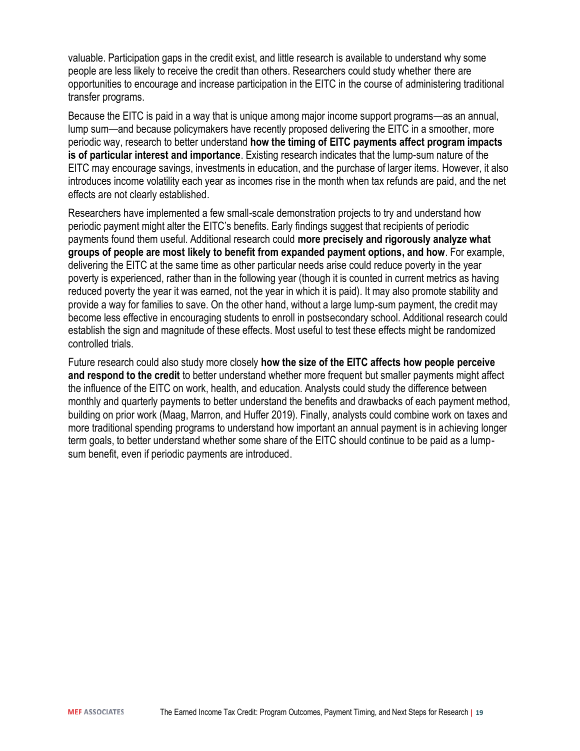valuable. Participation gaps in the credit exist, and little research is available to understand why some people are less likely to receive the credit than others. Researchers could study whether there are opportunities to encourage and increase participation in the EITC in the course of administering traditional transfer programs.

Because the EITC is paid in a way that is unique among major income support programs—as an annual, lump sum—and because policymakers have recently proposed delivering the EITC in a smoother, more periodic way, research to better understand **how the timing of EITC payments affect program impacts is of particular interest and importance**. Existing research indicates that the lump-sum nature of the EITC may encourage savings, investments in education, and the purchase of larger items. However, it also introduces income volatility each year as incomes rise in the month when tax refunds are paid, and the net effects are not clearly established.

Researchers have implemented a few small-scale demonstration projects to try and understand how periodic payment might alter the EITC's benefits. Early findings suggest that recipients of periodic payments found them useful. Additional research could **more precisely and rigorously analyze what groups of people are most likely to benefit from expanded payment options, and how**. For example, delivering the EITC at the same time as other particular needs arise could reduce poverty in the year poverty is experienced, rather than in the following year (though it is counted in current metrics as having reduced poverty the year it was earned, not the year in which it is paid). It may also promote stability and provide a way for families to save. On the other hand, without a large lump-sum payment, the credit may become less effective in encouraging students to enroll in postsecondary school. Additional research could establish the sign and magnitude of these effects. Most useful to test these effects might be randomized controlled trials.

Future research could also study more closely **how the size of the EITC affects how people perceive and respond to the credit** to better understand whether more frequent but smaller payments might affect the influence of the EITC on work, health, and education. Analysts could study the difference between monthly and quarterly payments to better understand the benefits and drawbacks of each payment method, building on prior work (Maag, Marron, and Huffer 2019). Finally, analysts could combine work on taxes and more traditional spending programs to understand how important an annual payment is in achieving longer term goals, to better understand whether some share of the EITC should continue to be paid as a lump-sum benefit, even if periodic payments are introduced.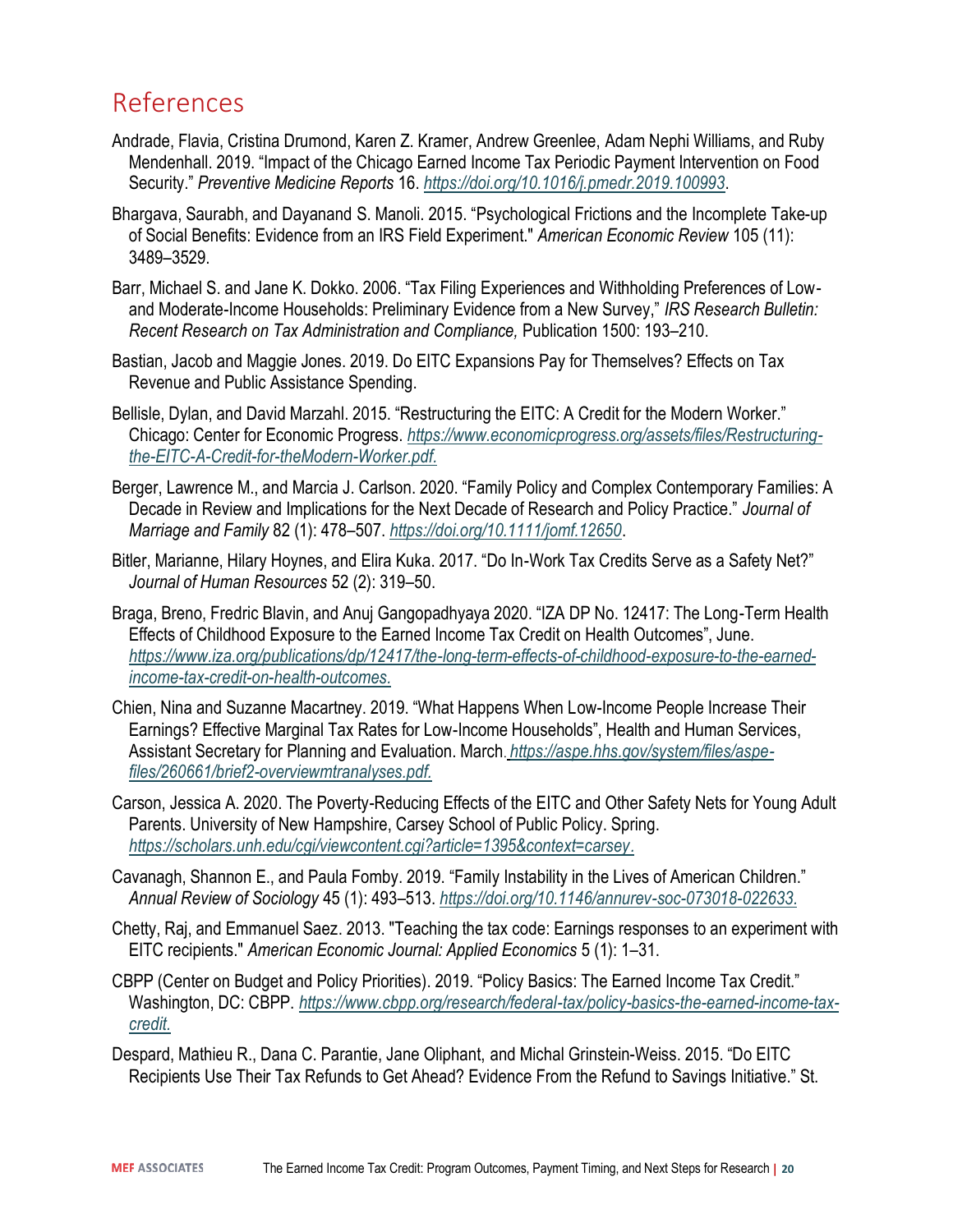# References

Andrade, Flavia, Cristina Drumond, Karen Z. Kramer, Andrew Greenlee, Adam Nephi Williams, and Ruby Mendenhall. 2019. "Impact of the Chicago Earned Income Tax Periodic Payment Intervention on Food Security." *Preventive Medicine Reports* 16. https://doi.org/10.1016/j.pmedr.2019.100993.

Bhargava, Saurabh, and Dayanand S. Manoli. 2015. "Psychological Frictions and the Incomplete Take-up of Social Benefits: Evidence from an IRS Field Experiment." *American Economic Review* 105 (11): 3489–3529.

Barr, Michael S. and Jane K. Dokko. 2006. "Tax Filing Experiences and Withholding Preferences of Low- and Moderate-Income Households: Preliminary Evidence from a New Survey," *IRS Research Bulletin: Recent Research on Tax Administration and Compliance,* Publication 1500: 193–210.

Bastian, Jacob and Maggie Jones. 2019. Do EITC Expansions Pay for Themselves? Effects on Tax Revenue and Public Assistance Spending.

Bellisle, Dylan, and David Marzahl. 2015. "Restructuring the EITC: A Credit for the Modern Worker." Chicago: Center for Economic Progress. *https://www.economicprogress.org/assets/files/Restructuring-the-EITC-A-Credit-for-theModern-Worker.pdf.*

Berger, Lawrence M., and Marcia J. Carlson. 2020. "Family Policy and Complex Contemporary Families: A Decade in Review and Implications for the Next Decade of Research and Policy Practice." *Journal of Marriage and Family* 82 (1): 478–507. https://doi.org/10.1111/jomf.12650.

Bitler, Marianne, Hilary Hoynes, and Elira Kuka. 2017. "Do In-Work Tax Credits Serve as a Safety Net?" *Journal of Human Resources* 52 (2): 319–50.

Braga, Breno, Fredric Blavin, and Anuj Gangopadhyaya 2020. "IZA DP No. 12417: The Long-Term Health Effects of Childhood Exposure to the Earned Income Tax Credit on Health Outcomes", June. *https://www.iza.org/publications/dp/12417/the-long-term-effects-of-childhood-exposure-to-the-earned-income-tax-credit-on-health-outcomes.*

Chien, Nina and Suzanne Macartney. 2019. "What Happens When Low-Income People Increase Their Earnings? Effective Marginal Tax Rates for Low-Income Households", Health and Human Services, Assistant Secretary for Planning and Evaluation. March. *https://aspe.hhs.gov/system/files/aspe-files/260661/brief2-overviewmtranalyses.pdf.*

Carson, Jessica A. 2020. The Poverty-Reducing Effects of the EITC and Other Safety Nets for Young Adult Parents. University of New Hampshire, Carsey School of Public Policy. Spring. *https://scholars.unh.edu/cgi/viewcontent.cgi?article=1395&context=carsey*.

Cavanagh, Shannon E., and Paula Fomby. 2019. "Family Instability in the Lives of American Children." *Annual Review of Sociology* 45 (1): 493–513. *https://doi.org/10.1146/annurev-soc-073018-022633.*

Chetty, Raj, and Emmanuel Saez. 2013. "Teaching the tax code: Earnings responses to an experiment with EITC recipients." *American Economic Journal: Applied Economics* 5 (1): 1–31.

CBPP (Center on Budget and Policy Priorities). 2019. "Policy Basics: The Earned Income Tax Credit." Washington, DC: CBPP. *https://www.cbpp.org/research/federal-tax/policy-basics-the-earned-income-tax-credit.*

Despard, Mathieu R., Dana C. Parantie, Jane Oliphant, and Michal Grinstein-Weiss. 2015. "Do EITC Recipients Use Their Tax Refunds to Get Ahead? Evidence From the Refund to Savings Initiative." St.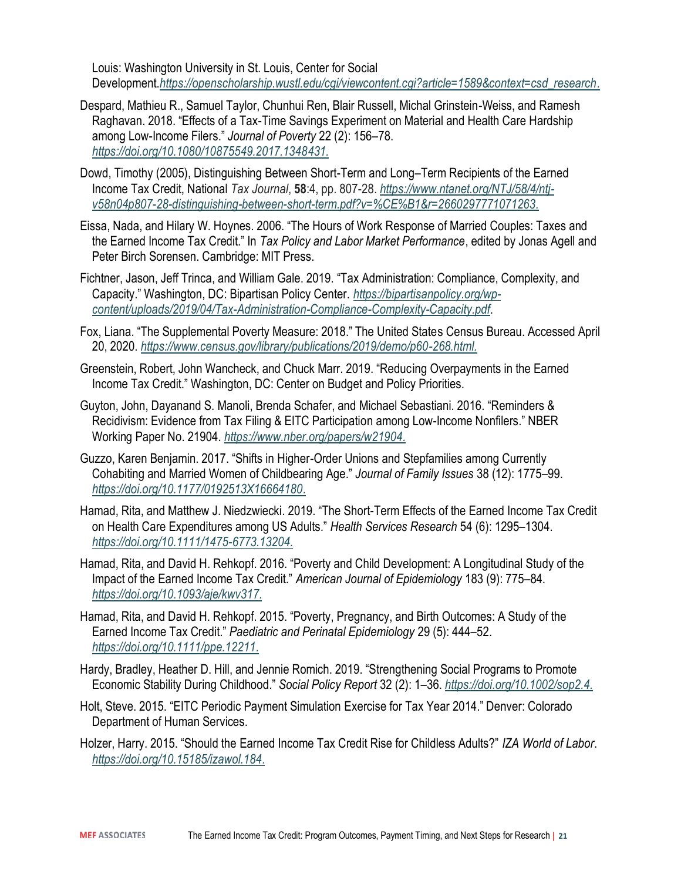Louis: Washington University in St. Louis, Center for Social Development. *https://openscholarship.wustl.edu/cgi/viewcontent.cgi?article=1589&context=csd_research*.

Despard, Mathieu R., Samuel Taylor, Chunhui Ren, Blair Russell, Michal Grinstein-Weiss, and Ramesh Raghavan. 2018. "Effects of a Tax-Time Savings Experiment on Material and Health Care Hardship among Low-Income Filers." *Journal of Poverty* 22 (2): 156–78. *https://doi.org/10.1080/10875549.2017.1348431.*

Dowd, Timothy (2005), Distinguishing Between Short-Term and Long–Term Recipients of the Earned Income Tax Credit, National *Tax Journal*, **58**:4, pp. 807-28. *https://www.ntanet.org/NTJ/58/4/ntj-v58n04p807-28-distinguishing-between-short-term.pdf?v=%CE%B1&r=2660297771071263.*

Eissa, Nada, and Hilary W. Hoynes. 2006. "The Hours of Work Response of Married Couples: Taxes and the Earned Income Tax Credit." In *Tax Policy and Labor Market Performance*, edited by Jonas Agell and Peter Birch Sorensen. Cambridge: MIT Press.

Fichtner, Jason, Jeff Trinca, and William Gale. 2019. "Tax Administration: Compliance, Complexity, and Capacity." Washington, DC: Bipartisan Policy Center. *https://bipartisanpolicy.org/wp-content/uploads/2019/04/Tax-Administration-Compliance-Complexity-Capacity.pdf*.

Fox, Liana. "The Supplemental Poverty Measure: 2018." The United States Census Bureau. Accessed April 20, 2020. *https://www.census.gov/library/publications/2019/demo/p60-268.html.*

Greenstein, Robert, John Wancheck, and Chuck Marr. 2019. "Reducing Overpayments in the Earned Income Tax Credit." Washington, DC: Center on Budget and Policy Priorities.

Guyton, John, Dayanand S. Manoli, Brenda Schafer, and Michael Sebastiani. 2016. "Reminders & Recidivism: Evidence from Tax Filing & EITC Participation among Low-Income Nonfilers." NBER Working Paper No. 21904. *https://www.nber.org/papers/w21904.*

Guzzo, Karen Benjamin. 2017. "Shifts in Higher-Order Unions and Stepfamilies among Currently Cohabiting and Married Women of Childbearing Age." *Journal of Family Issues* 38 (12): 1775–99. *https://doi.org/10.1177/0192513X16664180.*

Hamad, Rita, and Matthew J. Niedzwiecki. 2019. "The Short-Term Effects of the Earned Income Tax Credit on Health Care Expenditures among US Adults." *Health Services Research* 54 (6): 1295–1304. *https://doi.org/10.1111/1475-6773.13204.*

Hamad, Rita, and David H. Rehkopf. 2016. "Poverty and Child Development: A Longitudinal Study of the Impact of the Earned Income Tax Credit." *American Journal of Epidemiology* 183 (9): 775–84. *https://doi.org/10.1093/aje/kwv317.*

Hamad, Rita, and David H. Rehkopf. 2015. "Poverty, Pregnancy, and Birth Outcomes: A Study of the Earned Income Tax Credit." *Paediatric and Perinatal Epidemiology* 29 (5): 444–52. *https://doi.org/10.1111/ppe.12211.*

Hardy, Bradley, Heather D. Hill, and Jennie Romich. 2019. "Strengthening Social Programs to Promote Economic Stability During Childhood." *Social Policy Report* 32 (2): 1–36. *https://doi.org/10.1002/sop2.4.*

Holt, Steve. 2015. "EITC Periodic Payment Simulation Exercise for Tax Year 2014." Denver: Colorado Department of Human Services.

Holzer, Harry. 2015. "Should the Earned Income Tax Credit Rise for Childless Adults?" *IZA World of Labor*. *https://doi.org/10.15185/izawol.184.*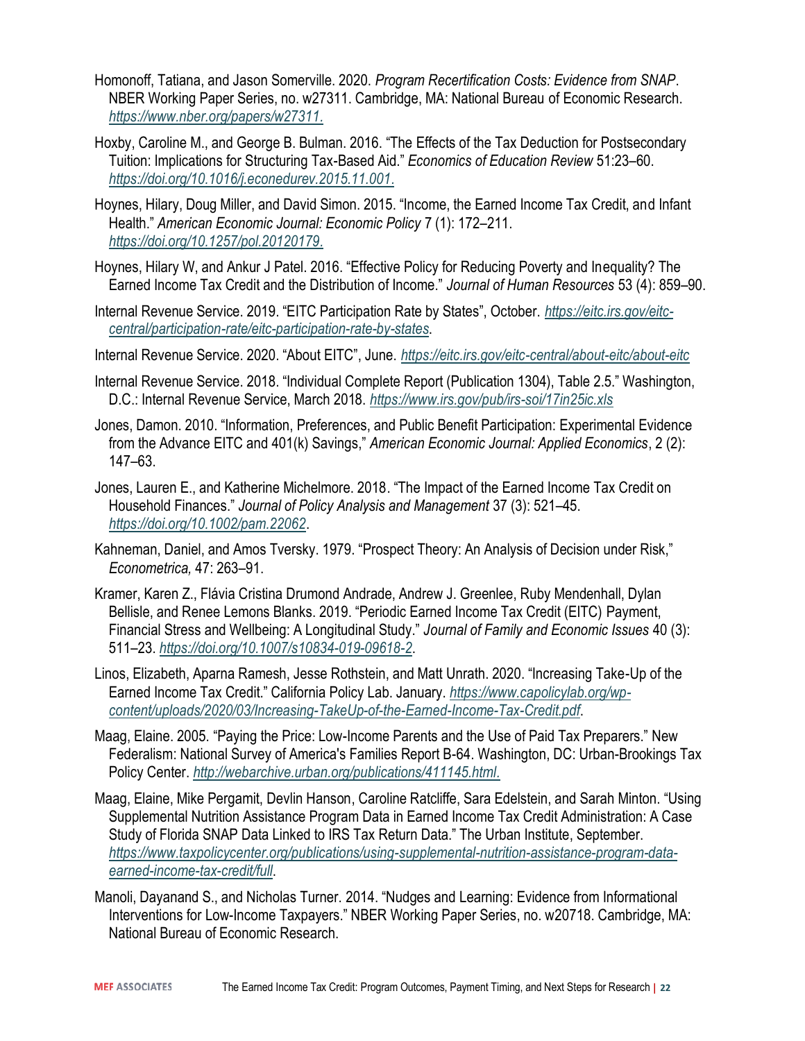Homonoff, Tatiana, and Jason Somerville. 2020. *Program Recertification Costs: Evidence from SNAP*. NBER Working Paper Series, no. w27311. Cambridge, MA: National Bureau of Economic Research. https://www.nber.org/papers/w27311.

Hoxby, Caroline M., and George B. Bulman. 2016. "The Effects of the Tax Deduction for Postsecondary Tuition: Implications for Structuring Tax-Based Aid." *Economics of Education Review* 51:23–60. https://doi.org/10.1016/j.econedurev.2015.11.001.

Hoynes, Hilary, Doug Miller, and David Simon. 2015. "Income, the Earned Income Tax Credit, and Infant Health." *American Economic Journal: Economic Policy* 7 (1): 172–211. https://doi.org/10.1257/pol.20120179.

Hoynes, Hilary W, and Ankur J Patel. 2016. "Effective Policy for Reducing Poverty and Inequality? The Earned Income Tax Credit and the Distribution of Income." *Journal of Human Resources* 53 (4): 859–90.

Internal Revenue Service. 2019. "EITC Participation Rate by States", October. https://eitc.irs.gov/eitc-central/participation-rate/eitc-participation-rate-by-states.

Internal Revenue Service. 2020. "About EITC", June. https://eitc.irs.gov/eitc-central/about-eitc/about-eitc

Internal Revenue Service. 2018. "Individual Complete Report (Publication 1304), Table 2.5." Washington, D.C.: Internal Revenue Service, March 2018. https://www.irs.gov/pub/irs-soi/17in25ic.xls

Jones, Damon. 2010. "Information, Preferences, and Public Benefit Participation: Experimental Evidence from the Advance EITC and 401(k) Savings," *American Economic Journal: Applied Economics*, 2 (2): 147–63.

Jones, Lauren E., and Katherine Michelmore. 2018. "The Impact of the Earned Income Tax Credit on Household Finances." *Journal of Policy Analysis and Management* 37 (3): 521–45. https://doi.org/10.1002/pam.22062.

Kahneman, Daniel, and Amos Tversky. 1979. "Prospect Theory: An Analysis of Decision under Risk," *Econometrica,* 47: 263–91.

Kramer, Karen Z., Flávia Cristina Drumond Andrade, Andrew J. Greenlee, Ruby Mendenhall, Dylan Bellisle, and Renee Lemons Blanks. 2019. "Periodic Earned Income Tax Credit (EITC) Payment, Financial Stress and Wellbeing: A Longitudinal Study." *Journal of Family and Economic Issues* 40 (3): 511–23. https://doi.org/10.1007/s10834-019-09618-2.

Linos, Elizabeth, Aparna Ramesh, Jesse Rothstein, and Matt Unrath. 2020. "Increasing Take-Up of the Earned Income Tax Credit." California Policy Lab. January. https://www.capolicylab.org/wp-content/uploads/2020/03/Increasing-TakeUp-of-the-Earned-Income-Tax-Credit.pdf.

Maag, Elaine. 2005. "Paying the Price: Low-Income Parents and the Use of Paid Tax Preparers." New Federalism: National Survey of America's Families Report B-64. Washington, DC: Urban-Brookings Tax Policy Center. http://webarchive.urban.org/publications/411145.html.

Maag, Elaine, Mike Pergamit, Devlin Hanson, Caroline Ratcliffe, Sara Edelstein, and Sarah Minton. "Using Supplemental Nutrition Assistance Program Data in Earned Income Tax Credit Administration: A Case Study of Florida SNAP Data Linked to IRS Tax Return Data." The Urban Institute, September. https://www.taxpolicycenter.org/publications/using-supplemental-nutrition-assistance-program-data-earned-income-tax-credit/full.

Manoli, Dayanand S., and Nicholas Turner. 2014. "Nudges and Learning: Evidence from Informational Interventions for Low-Income Taxpayers." NBER Working Paper Series, no. w20718. Cambridge, MA: National Bureau of Economic Research.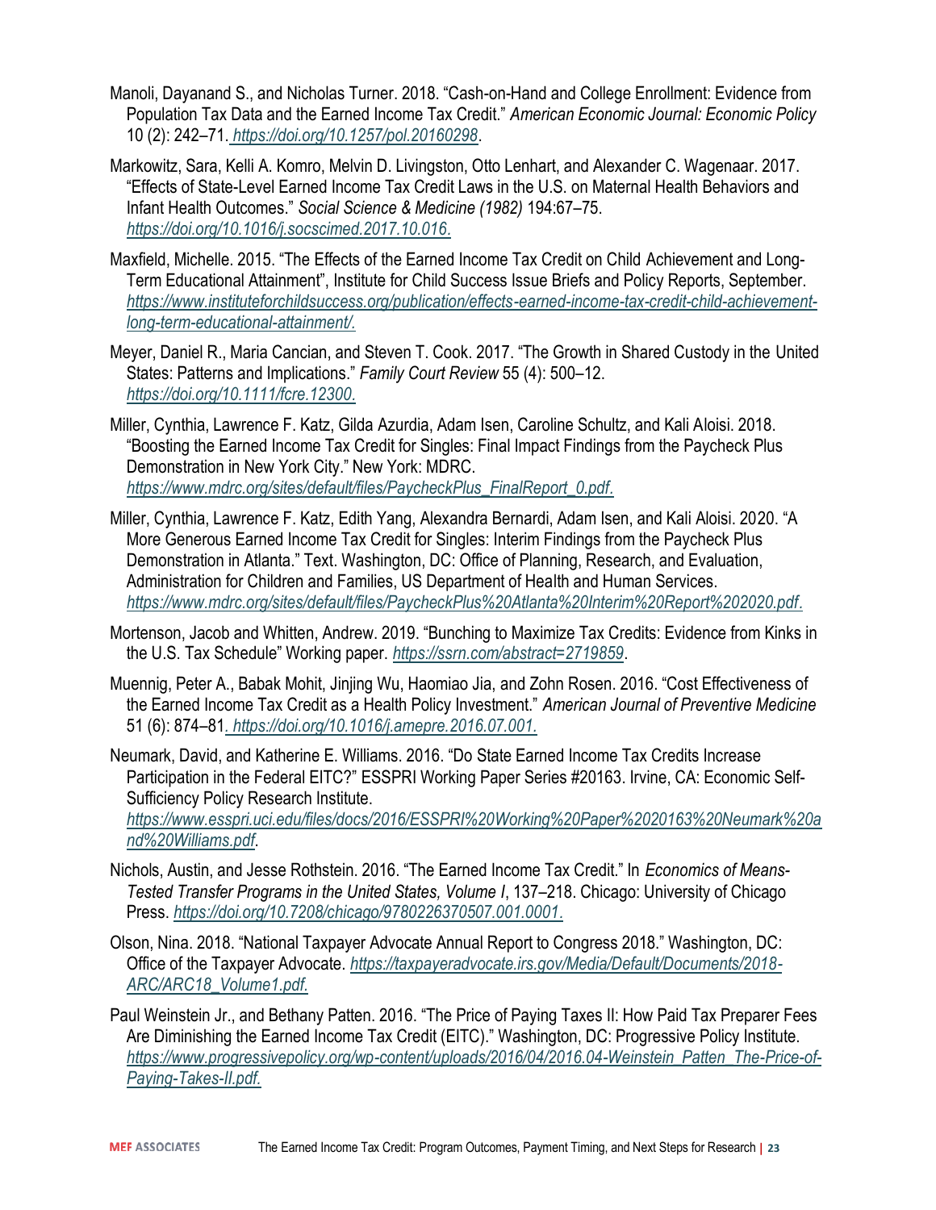Manoli, Dayanand S., and Nicholas Turner. 2018. "Cash-on-Hand and College Enrollment: Evidence from Population Tax Data and the Earned Income Tax Credit." *American Economic Journal: Economic Policy* 10 (2): 242–71. *https://doi.org/10.1257/pol.20160298*.

Markowitz, Sara, Kelli A. Komro, Melvin D. Livingston, Otto Lenhart, and Alexander C. Wagenaar. 2017. "Effects of State-Level Earned Income Tax Credit Laws in the U.S. on Maternal Health Behaviors and Infant Health Outcomes." *Social Science & Medicine (1982)* 194:67–75. *https://doi.org/10.1016/j.socscimed.2017.10.016.*

Maxfield, Michelle. 2015. "The Effects of the Earned Income Tax Credit on Child Achievement and Long-Term Educational Attainment", Institute for Child Success Issue Briefs and Policy Reports, September. *https://www.instituteforchildsuccess.org/publication/effects-earned-income-tax-credit-child-achievement-long-term-educational-attainment/.*

Meyer, Daniel R., Maria Cancian, and Steven T. Cook. 2017. "The Growth in Shared Custody in the United States: Patterns and Implications." *Family Court Review* 55 (4): 500–12. *https://doi.org/10.1111/fcre.12300.*

Miller, Cynthia, Lawrence F. Katz, Gilda Azurdia, Adam Isen, Caroline Schultz, and Kali Aloisi. 2018. "Boosting the Earned Income Tax Credit for Singles: Final Impact Findings from the Paycheck Plus Demonstration in New York City." New York: MDRC. *https://www.mdrc.org/sites/default/files/PaycheckPlus_FinalReport_0.pdf.*

Miller, Cynthia, Lawrence F. Katz, Edith Yang, Alexandra Bernardi, Adam Isen, and Kali Aloisi. 2020. "A More Generous Earned Income Tax Credit for Singles: Interim Findings from the Paycheck Plus Demonstration in Atlanta." Text. Washington, DC: Office of Planning, Research, and Evaluation, Administration for Children and Families, US Department of Health and Human Services. *https://www.mdrc.org/sites/default/files/PaycheckPlus%20Atlanta%20Interim%20Report%202020.pdf*.

Mortenson, Jacob and Whitten, Andrew. 2019. "Bunching to Maximize Tax Credits: Evidence from Kinks in the U.S. Tax Schedule" Working paper. *https://ssrn.com/abstract=2719859*.

Muennig, Peter A., Babak Mohit, Jinjing Wu, Haomiao Jia, and Zohn Rosen. 2016. "Cost Effectiveness of the Earned Income Tax Credit as a Health Policy Investment." *American Journal of Preventive Medicine* 51 (6): 874–81. *https://doi.org/10.1016/j.amepre.2016.07.001.*

Neumark, David, and Katherine E. Williams. 2016. "Do State Earned Income Tax Credits Increase Participation in the Federal EITC?" ESSPRI Working Paper Series #20163. Irvine, CA: Economic Self-Sufficiency Policy Research Institute. *https://www.esspri.uci.edu/files/docs/2016/ESSPRI%20Working%20Paper%2020163%20Neumark%20and%20Williams.pdf*.

Nichols, Austin, and Jesse Rothstein. 2016. "The Earned Income Tax Credit." In *Economics of Means-Tested Transfer Programs in the United States, Volume I*, 137–218. Chicago: University of Chicago Press. *https://doi.org/10.7208/chicago/9780226370507.001.0001.*

Olson, Nina. 2018. "National Taxpayer Advocate Annual Report to Congress 2018." Washington, DC: Office of the Taxpayer Advocate. *https://taxpayeradvocate.irs.gov/Media/Default/Documents/2018-ARC/ARC18_Volume1.pdf.*

Paul Weinstein Jr., and Bethany Patten. 2016. "The Price of Paying Taxes II: How Paid Tax Preparer Fees Are Diminishing the Earned Income Tax Credit (EITC)." Washington, DC: Progressive Policy Institute. *https://www.progressivepolicy.org/wp-content/uploads/2016/04/2016.04-Weinstein_Patten_The-Price-of-Paying-Takes-II.pdf.*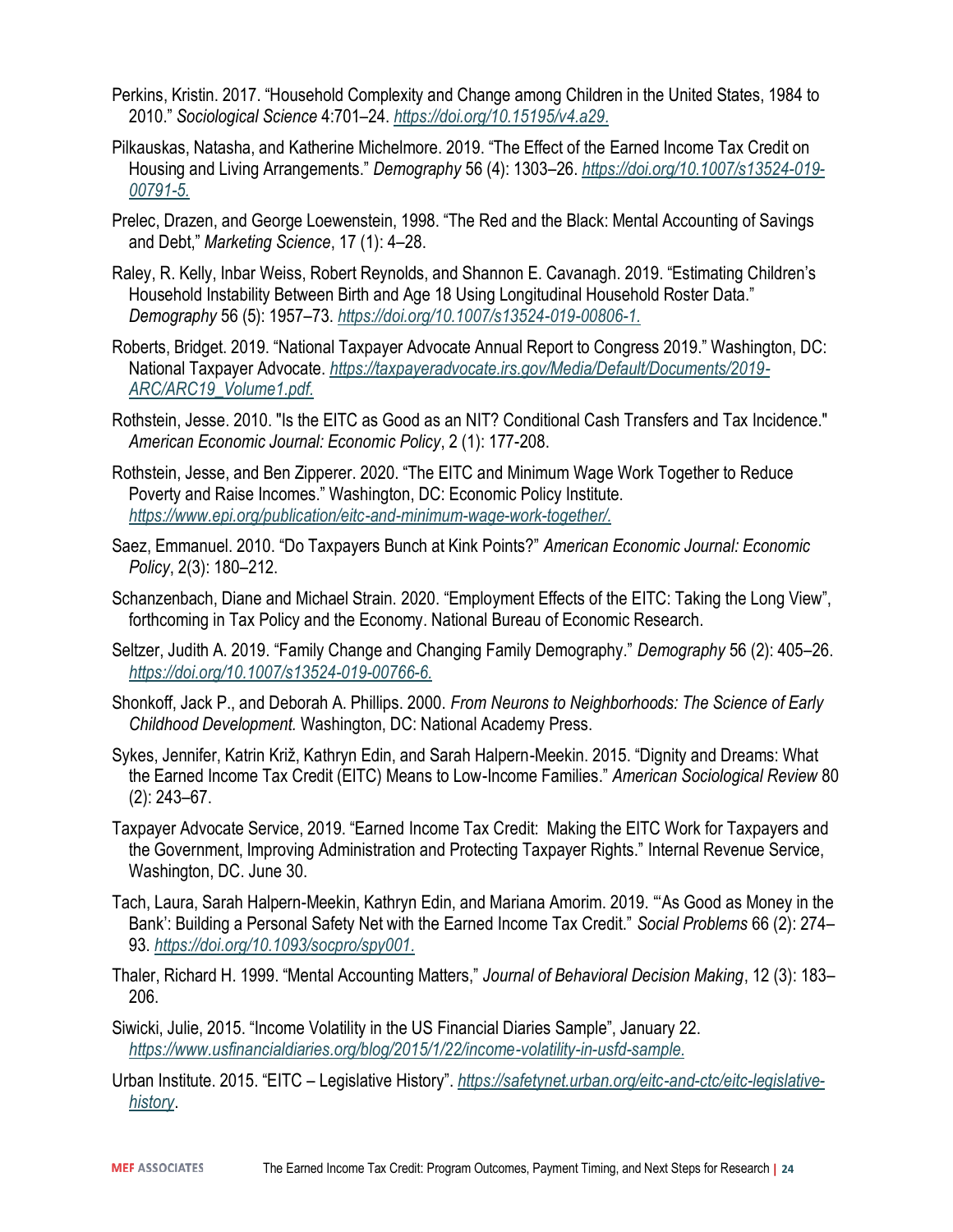Perkins, Kristin. 2017. "Household Complexity and Change among Children in the United States, 1984 to 2010." *Sociological Science* 4:701–24. https://doi.org/10.15195/v4.a29.

Pilkauskas, Natasha, and Katherine Michelmore. 2019. "The Effect of the Earned Income Tax Credit on Housing and Living Arrangements." *Demography* 56 (4): 1303–26. https://doi.org/10.1007/s13524-019-00791-5.

Prelec, Drazen, and George Loewenstein, 1998. "The Red and the Black: Mental Accounting of Savings and Debt," *Marketing Science*, 17 (1): 4–28.

Raley, R. Kelly, Inbar Weiss, Robert Reynolds, and Shannon E. Cavanagh. 2019. "Estimating Children's Household Instability Between Birth and Age 18 Using Longitudinal Household Roster Data." *Demography* 56 (5): 1957–73. https://doi.org/10.1007/s13524-019-00806-1.

Roberts, Bridget. 2019. "National Taxpayer Advocate Annual Report to Congress 2019." Washington, DC: National Taxpayer Advocate. https://taxpayeradvocate.irs.gov/Media/Default/Documents/2019-ARC/ARC19_Volume1.pdf.

Rothstein, Jesse. 2010. "Is the EITC as Good as an NIT? Conditional Cash Transfers and Tax Incidence." *American Economic Journal: Economic Policy*, 2 (1): 177-208.

Rothstein, Jesse, and Ben Zipperer. 2020. "The EITC and Minimum Wage Work Together to Reduce Poverty and Raise Incomes." Washington, DC: Economic Policy Institute. https://www.epi.org/publication/eitc-and-minimum-wage-work-together/.

Saez, Emmanuel. 2010. "Do Taxpayers Bunch at Kink Points?" *American Economic Journal: Economic Policy*, 2(3): 180–212.

Schanzenbach, Diane and Michael Strain. 2020. "Employment Effects of the EITC: Taking the Long View", forthcoming in Tax Policy and the Economy. National Bureau of Economic Research.

Seltzer, Judith A. 2019. "Family Change and Changing Family Demography." *Demography* 56 (2): 405–26. https://doi.org/10.1007/s13524-019-00766-6.

Shonkoff, Jack P., and Deborah A. Phillips. 2000. *From Neurons to Neighborhoods: The Science of Early Childhood Development.* Washington, DC: National Academy Press.

Sykes, Jennifer, Katrin Križ, Kathryn Edin, and Sarah Halpern-Meekin. 2015. "Dignity and Dreams: What the Earned Income Tax Credit (EITC) Means to Low-Income Families." *American Sociological Review* 80 (2): 243–67.

Taxpayer Advocate Service, 2019. "Earned Income Tax Credit: Making the EITC Work for Taxpayers and the Government, Improving Administration and Protecting Taxpayer Rights." Internal Revenue Service, Washington, DC. June 30.

Tach, Laura, Sarah Halpern-Meekin, Kathryn Edin, and Mariana Amorim. 2019. "'As Good as Money in the Bank': Building a Personal Safety Net with the Earned Income Tax Credit." *Social Problems* 66 (2): 274–93. https://doi.org/10.1093/socpro/spy001.

Thaler, Richard H. 1999. "Mental Accounting Matters," *Journal of Behavioral Decision Making*, 12 (3): 183–206.

Siwicki, Julie, 2015. "Income Volatility in the US Financial Diaries Sample", January 22. https://www.usfinancialdiaries.org/blog/2015/1/22/income-volatility-in-usfd-sample.

Urban Institute. 2015. "EITC – Legislative History". https://safetynet.urban.org/eitc-and-ctc/eitc-legislative-history.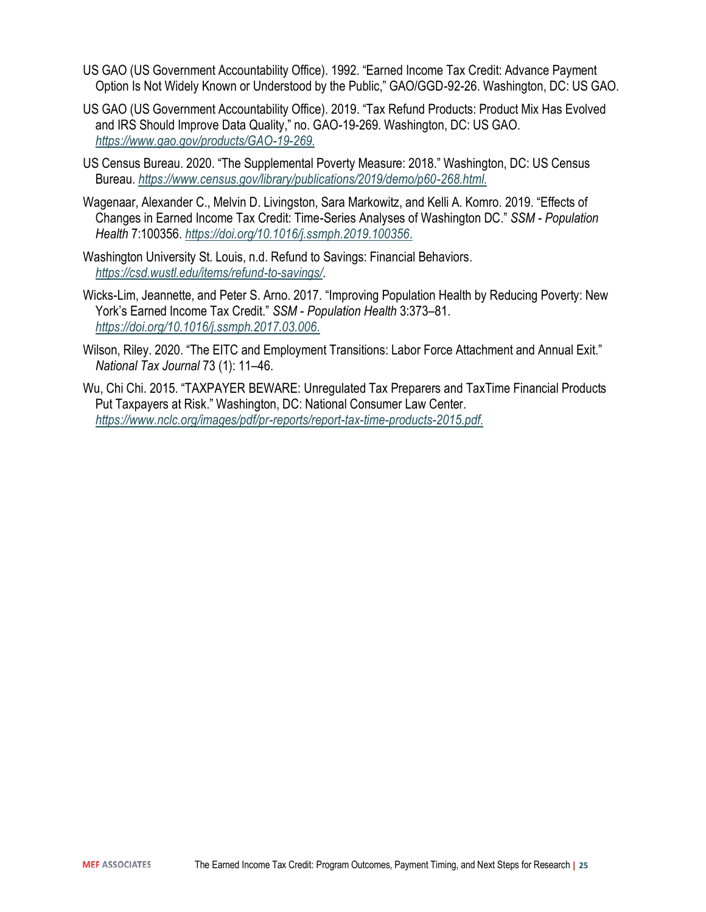US GAO (US Government Accountability Office). 1992. "Earned Income Tax Credit: Advance Payment Option Is Not Widely Known or Understood by the Public," GAO/GGD-92-26. Washington, DC: US GAO.

US GAO (US Government Accountability Office). 2019. "Tax Refund Products: Product Mix Has Evolved and IRS Should Improve Data Quality," no. GAO-19-269. Washington, DC: US GAO. https://www.gao.gov/products/GAO-19-269.

US Census Bureau. 2020. "The Supplemental Poverty Measure: 2018." Washington, DC: US Census Bureau. https://www.census.gov/library/publications/2019/demo/p60-268.html.

Wagenaar, Alexander C., Melvin D. Livingston, Sara Markowitz, and Kelli A. Komro. 2019. "Effects of Changes in Earned Income Tax Credit: Time-Series Analyses of Washington DC." *SSM - Population Health* 7:100356. https://doi.org/10.1016/j.ssmph.2019.100356.

Washington University St. Louis, n.d. Refund to Savings: Financial Behaviors. https://csd.wustl.edu/items/refund-to-savings/.

Wicks-Lim, Jeannette, and Peter S. Arno. 2017. "Improving Population Health by Reducing Poverty: New York's Earned Income Tax Credit." *SSM - Population Health* 3:373–81. https://doi.org/10.1016/j.ssmph.2017.03.006.

Wilson, Riley. 2020. "The EITC and Employment Transitions: Labor Force Attachment and Annual Exit." *National Tax Journal* 73 (1): 11–46.

Wu, Chi Chi. 2015. "TAXPAYER BEWARE: Unregulated Tax Preparers and TaxTime Financial Products Put Taxpayers at Risk." Washington, DC: National Consumer Law Center. https://www.nclc.org/images/pdf/pr-reports/report-tax-time-products-2015.pdf.